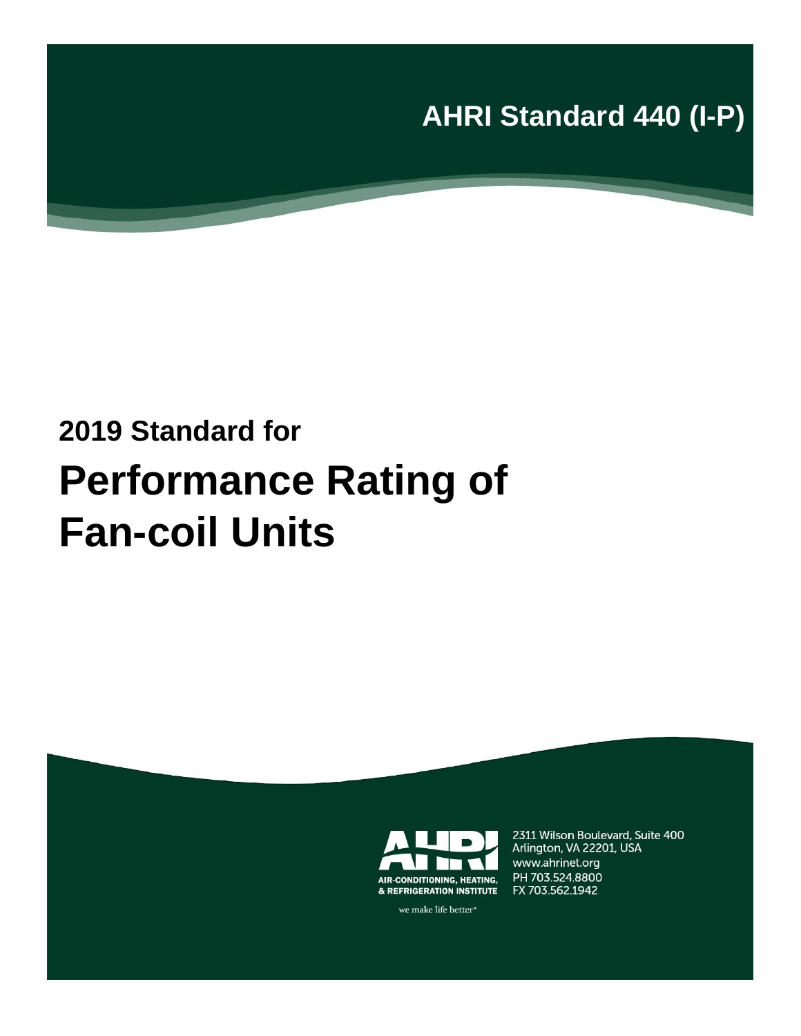**AHRI Standard 440 (I-P)**

**2019 Standard for**

# Performance Rating of Fan-coil Units

AIR-CONDITIONING, HEATING, & REFRIGERATION INSTITUTE

we make life better®

2311 Wilson Boulevard, Suite 400
Arlington, VA 22201, USA
www.ahrinet.org
PH 703.524.8800
FX 703.562.1942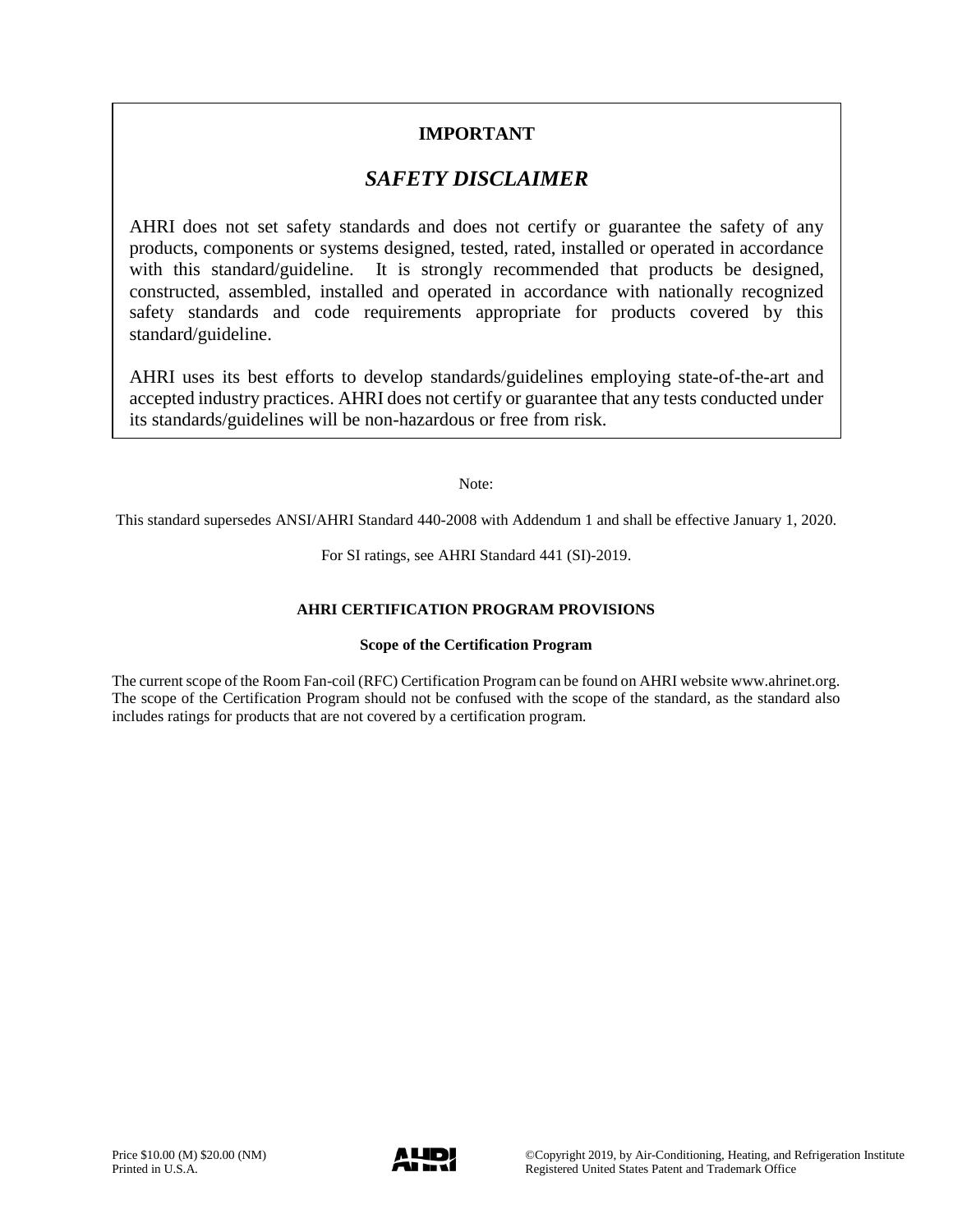**IMPORTANT**

## *SAFETY DISCLAIMER*

AHRI does not set safety standards and does not certify or guarantee the safety of any products, components or systems designed, tested, rated, installed or operated in accordance with this standard/guideline. It is strongly recommended that products be designed, constructed, assembled, installed and operated in accordance with nationally recognized safety standards and code requirements appropriate for products covered by this standard/guideline.

AHRI uses its best efforts to develop standards/guidelines employing state-of-the-art and accepted industry practices. AHRI does not certify or guarantee that any tests conducted under its standards/guidelines will be non-hazardous or free from risk.

Note:

This standard supersedes ANSI/AHRI Standard 440-2008 with Addendum 1 and shall be effective January 1, 2020.

For SI ratings, see AHRI Standard 441 (SI)-2019.

**AHRI CERTIFICATION PROGRAM PROVISIONS**

**Scope of the Certification Program**

The current scope of the Room Fan-coil (RFC) Certification Program can be found on AHRI website www.ahrinet.org. The scope of the Certification Program should not be confused with the scope of the standard, as the standard also includes ratings for products that are not covered by a certification program.

Price $10.00 (M) $20.00 (NM)
Printed in U.S.A.

©Copyright 2019, by Air-Conditioning, Heating, and Refrigeration Institute
Registered United States Patent and Trademark Office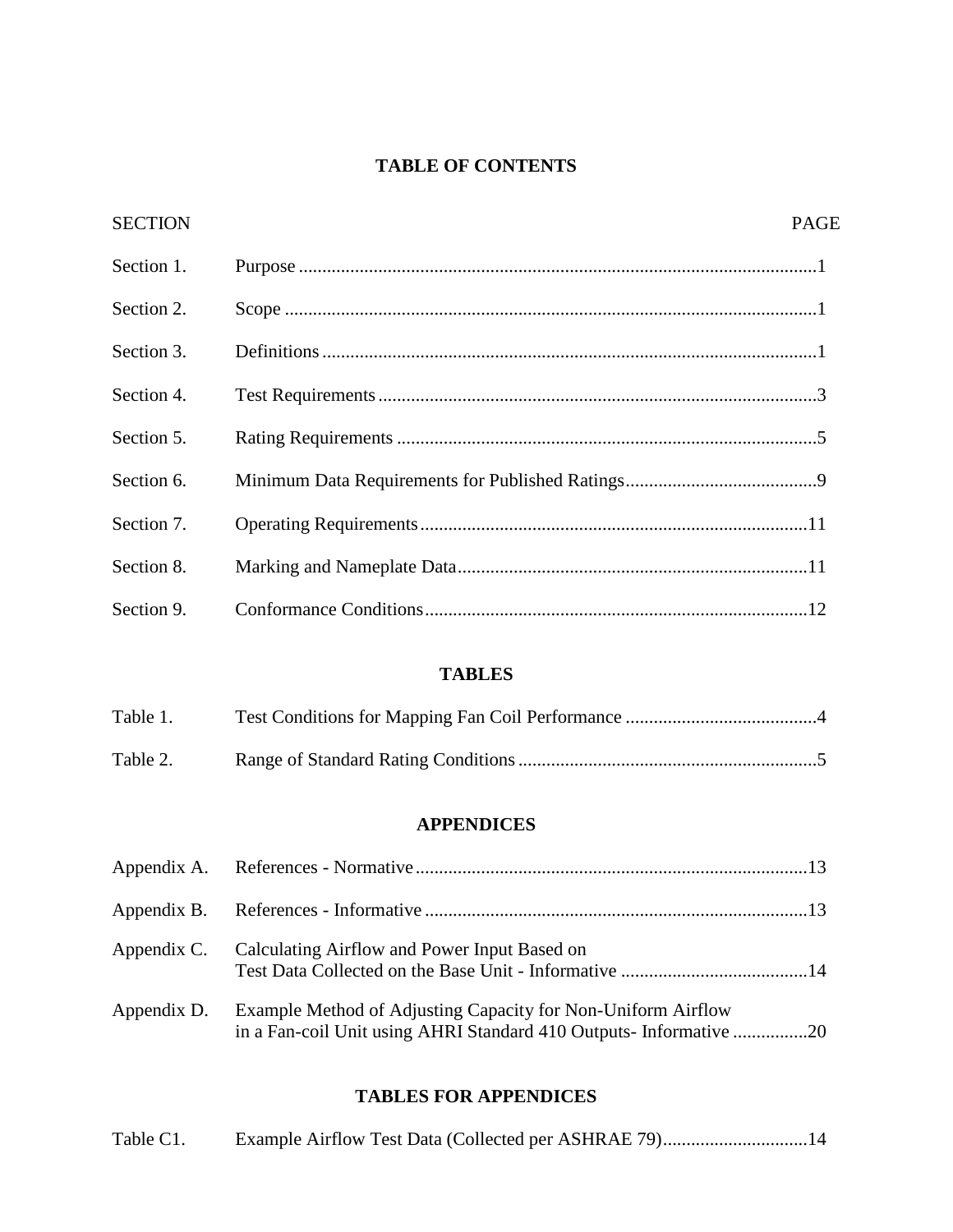# TABLE OF CONTENTS

| SECTION | | PAGE |
|---|---|---|
| Section 1. | Purpose | 1 |
| Section 2. | Scope | 1 |
| Section 3. | Definitions | 1 |
| Section 4. | Test Requirements | 3 |
| Section 5. | Rating Requirements | 5 |
| Section 6. | Minimum Data Requirements for Published Ratings | 9 |
| Section 7. | Operating Requirements | 11 |
| Section 8. | Marking and Nameplate Data | 11 |
| Section 9. | Conformance Conditions | 12 |

## TABLES

| | | |
|---|---|---|
| Table 1. | Test Conditions for Mapping Fan Coil Performance | 4 |
| Table 2. | Range of Standard Rating Conditions | 5 |

## APPENDICES

| | | |
|---|---|---|
| Appendix A. | References - Normative | 13 |
| Appendix B. | References - Informative | 13 |
| Appendix C. | Calculating Airflow and Power Input Based on Test Data Collected on the Base Unit - Informative | 14 |
| Appendix D. | Example Method of Adjusting Capacity for Non-Uniform Airflow in a Fan-coil Unit using AHRI Standard 410 Outputs- Informative | 20 |

## TABLES FOR APPENDICES

| | | |
|---|---|---|
| Table C1. | Example Airflow Test Data (Collected per ASHRAE 79) | 14 |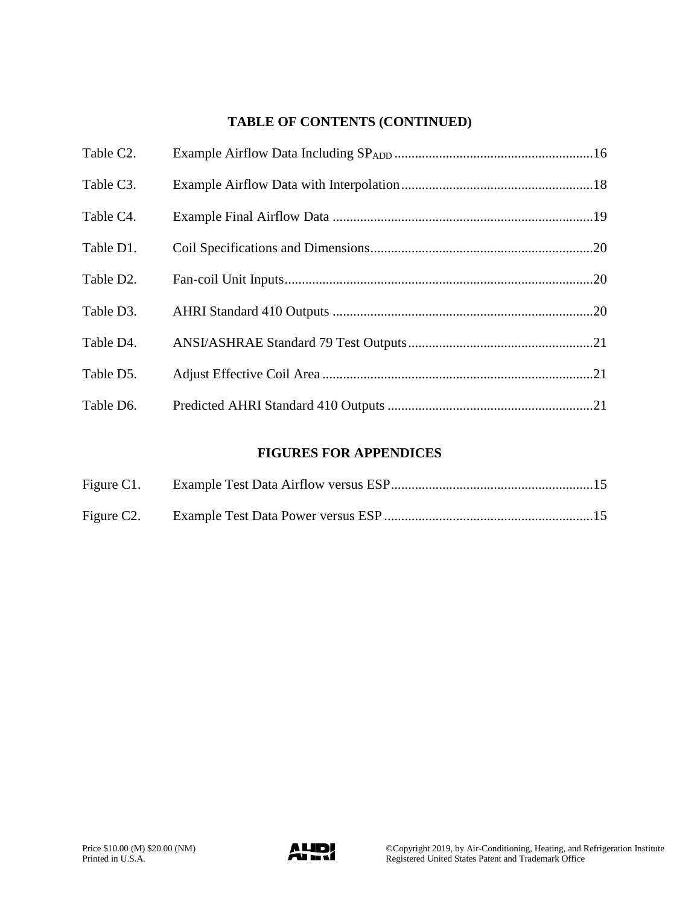## TABLE OF CONTENTS (CONTINUED)

| | | |
|---|---|---|
| Table C2. | Example Airflow Data Including $SP_{ADD}$ | 16 |
| Table C3. | Example Airflow Data with Interpolation | 18 |
| Table C4. | Example Final Airflow Data | 19 |
| Table D1. | Coil Specifications and Dimensions | 20 |
| Table D2. | Fan-coil Unit Inputs | 20 |
| Table D3. | AHRI Standard 410 Outputs | 20 |
| Table D4. | ANSI/ASHRAE Standard 79 Test Outputs | 21 |
| Table D5. | Adjust Effective Coil Area | 21 |
| Table D6. | Predicted AHRI Standard 410 Outputs | 21 |

## FIGURES FOR APPENDICES

| | | |
|---|---|---|
| Figure C1. | Example Test Data Airflow versus ESP | 15 |
| Figure C2. | Example Test Data Power versus ESP | 15 |

Price $10.00 (M) $20.00 (NM)
Printed in U.S.A.

©Copyright 2019, by Air-Conditioning, Heating, and Refrigeration Institute
Registered United States Patent and Trademark Office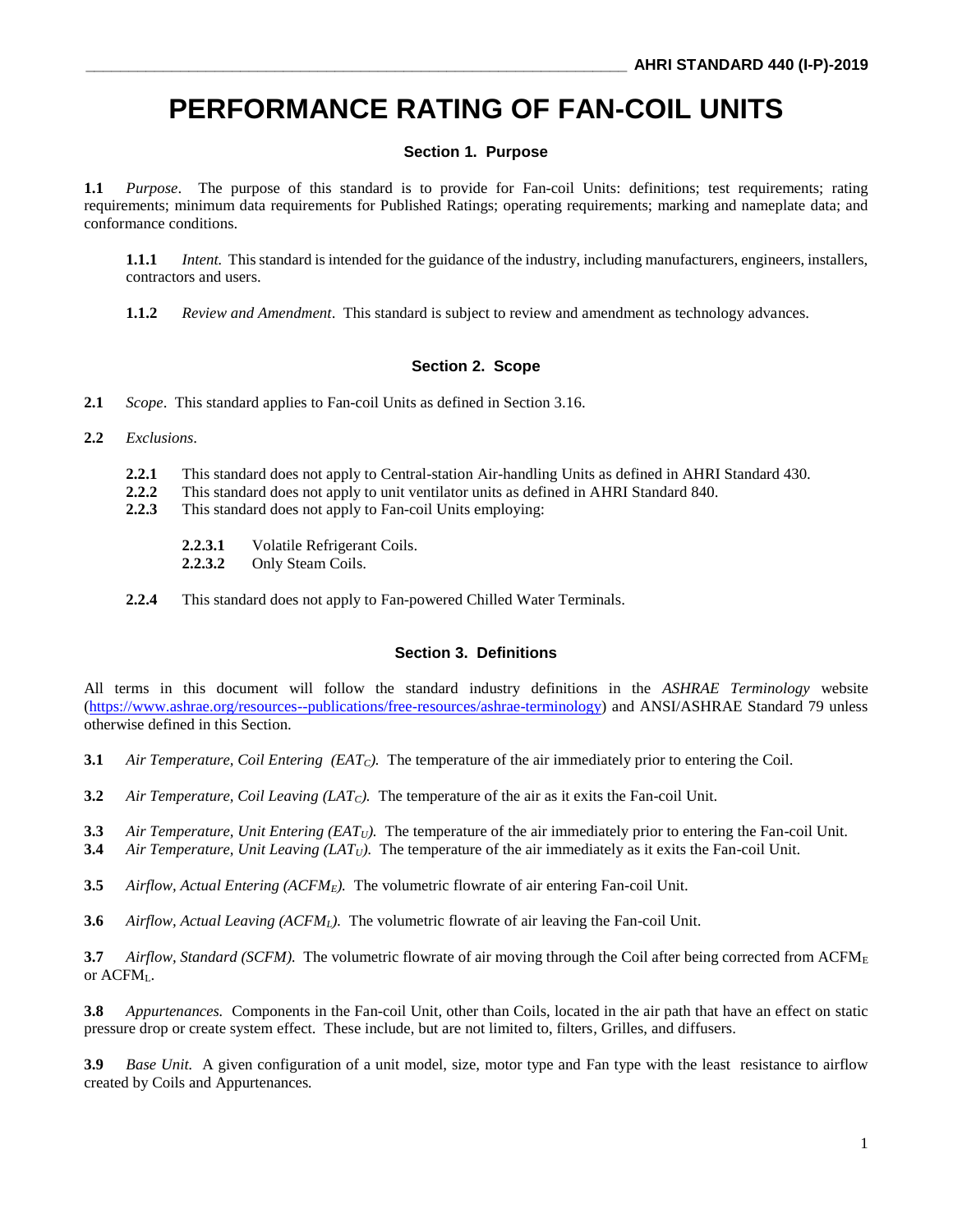# PERFORMANCE RATING OF FAN-COIL UNITS

## Section 1. Purpose

**1.1** *Purpose*. The purpose of this standard is to provide for Fan-coil Units: definitions; test requirements; rating requirements; minimum data requirements for Published Ratings; operating requirements; marking and nameplate data; and conformance conditions.

**1.1.1** *Intent.* This standard is intended for the guidance of the industry, including manufacturers, engineers, installers, contractors and users.

**1.1.2** *Review and Amendment*. This standard is subject to review and amendment as technology advances.

## Section 2. Scope

**2.1** *Scope*. This standard applies to Fan-coil Units as defined in Section 3.16.

**2.2** *Exclusions*.

**2.2.1** This standard does not apply to Central-station Air-handling Units as defined in AHRI Standard 430.
**2.2.2** This standard does not apply to unit ventilator units as defined in AHRI Standard 840.
**2.2.3** This standard does not apply to Fan-coil Units employing:

**2.2.3.1** Volatile Refrigerant Coils.
**2.2.3.2** Only Steam Coils.

**2.2.4** This standard does not apply to Fan-powered Chilled Water Terminals.

## Section 3. Definitions

All terms in this document will follow the standard industry definitions in the *ASHRAE Terminology* website (https://www.ashrae.org/resources--publications/free-resources/ashrae-terminology) and ANSI/ASHRAE Standard 79 unless otherwise defined in this Section.

**3.1** *Air Temperature, Coil Entering ($EAT_C$).* The temperature of the air immediately prior to entering the Coil.

**3.2** *Air Temperature, Coil Leaving ($LAT_C$).* The temperature of the air as it exits the Fan-coil Unit.

**3.3** *Air Temperature, Unit Entering ($EAT_U$).* The temperature of the air immediately prior to entering the Fan-coil Unit.
**3.4** *Air Temperature, Unit Leaving ($LAT_U$).* The temperature of the air immediately as it exits the Fan-coil Unit.

**3.5** *Airflow, Actual Entering ($ACFM_E$).* The volumetric flowrate of air entering Fan-coil Unit.

**3.6** *Airflow, Actual Leaving ($ACFM_L$).* The volumetric flowrate of air leaving the Fan-coil Unit.

**3.7** *Airflow, Standard (SCFM).* The volumetric flowrate of air moving through the Coil after being corrected from $ACFM_E$ or $ACFM_L$.

**3.8** *Appurtenances.* Components in the Fan-coil Unit, other than Coils, located in the air path that have an effect on static pressure drop or create system effect. These include, but are not limited to, filters, Grilles, and diffusers.

**3.9** *Base Unit.* A given configuration of a unit model, size, motor type and Fan type with the least resistance to airflow created by Coils and Appurtenances.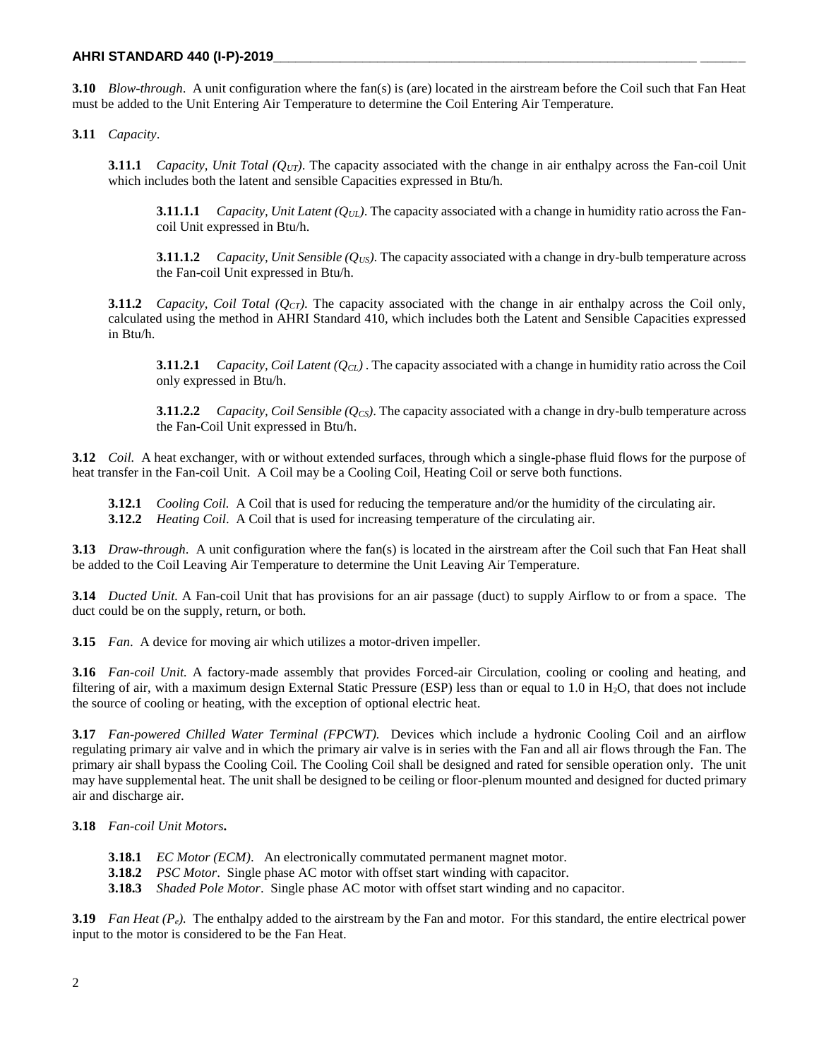**3.10** *Blow-through*. A unit configuration where the fan(s) is (are) located in the airstream before the Coil such that Fan Heat must be added to the Unit Entering Air Temperature to determine the Coil Entering Air Temperature.

**3.11** *Capacity*.

**3.11.1** *Capacity, Unit Total ($Q_{UT}$)*. The capacity associated with the change in air enthalpy across the Fan-coil Unit which includes both the latent and sensible Capacities expressed in Btu/h.

**3.11.1.1** *Capacity, Unit Latent ($Q_{UL}$)*. The capacity associated with a change in humidity ratio across the Fan-coil Unit expressed in Btu/h.

**3.11.1.2** *Capacity, Unit Sensible ($Q_{US}$)*. The capacity associated with a change in dry-bulb temperature across the Fan-coil Unit expressed in Btu/h.

**3.11.2** *Capacity, Coil Total ($Q_{CT}$)*. The capacity associated with the change in air enthalpy across the Coil only, calculated using the method in AHRI Standard 410, which includes both the Latent and Sensible Capacities expressed in Btu/h.

**3.11.2.1** *Capacity, Coil Latent ($Q_{CL}$)* . The capacity associated with a change in humidity ratio across the Coil only expressed in Btu/h.

**3.11.2.2** *Capacity, Coil Sensible ($Q_{CS}$)*. The capacity associated with a change in dry-bulb temperature across the Fan-Coil Unit expressed in Btu/h.

**3.12** *Coil.* A heat exchanger, with or without extended surfaces, through which a single-phase fluid flows for the purpose of heat transfer in the Fan-coil Unit. A Coil may be a Cooling Coil, Heating Coil or serve both functions.

**3.12.1** *Cooling Coil.* A Coil that is used for reducing the temperature and/or the humidity of the circulating air.
**3.12.2** *Heating Coil*. A Coil that is used for increasing temperature of the circulating air.

**3.13** *Draw-through*. A unit configuration where the fan(s) is located in the airstream after the Coil such that Fan Heat shall be added to the Coil Leaving Air Temperature to determine the Unit Leaving Air Temperature.

**3.14** *Ducted Unit.* A Fan-coil Unit that has provisions for an air passage (duct) to supply Airflow to or from a space. The duct could be on the supply, return, or both.

**3.15** *Fan*. A device for moving air which utilizes a motor-driven impeller.

**3.16** *Fan-coil Unit.* A factory-made assembly that provides Forced-air Circulation, cooling or cooling and heating, and filtering of air, with a maximum design External Static Pressure (ESP) less than or equal to 1.0 in $H_2O$, that does not include the source of cooling or heating, with the exception of optional electric heat.

**3.17** *Fan-powered Chilled Water Terminal (FPCWT).* Devices which include a hydronic Cooling Coil and an airflow regulating primary air valve and in which the primary air valve is in series with the Fan and all air flows through the Fan. The primary air shall bypass the Cooling Coil. The Cooling Coil shall be designed and rated for sensible operation only. The unit may have supplemental heat. The unit shall be designed to be ceiling or floor-plenum mounted and designed for ducted primary air and discharge air.

**3.18** *Fan-coil Unit Motors***.**

**3.18.1** *EC Motor (ECM)*. An electronically commutated permanent magnet motor.
**3.18.2** *PSC Motor*. Single phase AC motor with offset start winding with capacitor.
**3.18.3** *Shaded Pole Motor*. Single phase AC motor with offset start winding and no capacitor.

**3.19** *Fan Heat ($P_e$).* The enthalpy added to the airstream by the Fan and motor. For this standard, the entire electrical power input to the motor is considered to be the Fan Heat.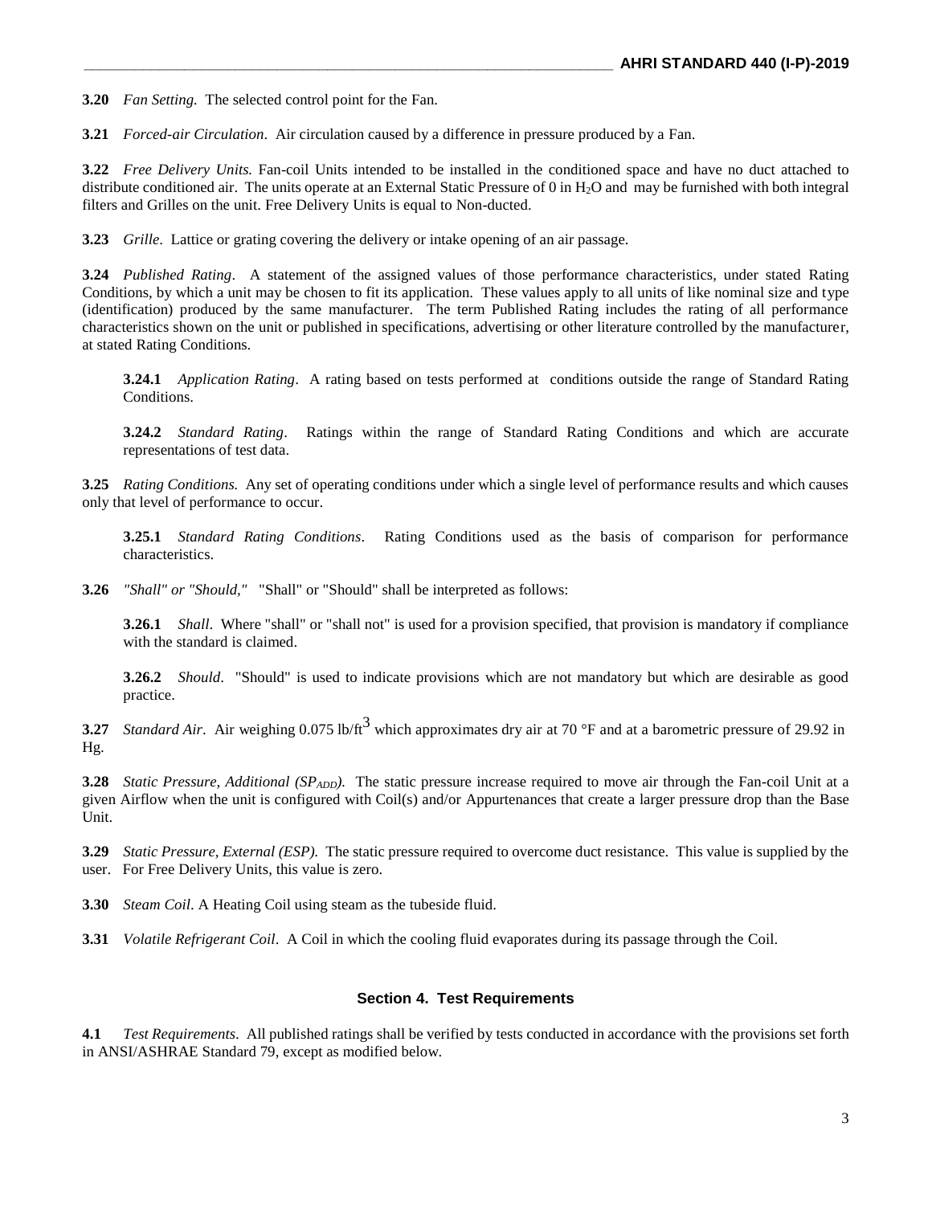**3.20** *Fan Setting.* The selected control point for the Fan.

**3.21** *Forced-air Circulation*. Air circulation caused by a difference in pressure produced by a Fan.

**3.22** *Free Delivery Units.* Fan-coil Units intended to be installed in the conditioned space and have no duct attached to distribute conditioned air. The units operate at an External Static Pressure of 0 in $H_2O$ and may be furnished with both integral filters and Grilles on the unit. Free Delivery Units is equal to Non-ducted.

**3.23** *Grille*. Lattice or grating covering the delivery or intake opening of an air passage.

**3.24** *Published Rating*. A statement of the assigned values of those performance characteristics, under stated Rating Conditions, by which a unit may be chosen to fit its application. These values apply to all units of like nominal size and type (identification) produced by the same manufacturer. The term Published Rating includes the rating of all performance characteristics shown on the unit or published in specifications, advertising or other literature controlled by the manufacturer, at stated Rating Conditions.

> **3.24.1** *Application Rating*. A rating based on tests performed at conditions outside the range of Standard Rating Conditions.
>
> **3.24.2** *Standard Rating*. Ratings within the range of Standard Rating Conditions and which are accurate representations of test data.

**3.25** *Rating Conditions.* Any set of operating conditions under which a single level of performance results and which causes only that level of performance to occur.

> **3.25.1** *Standard Rating Conditions*. Rating Conditions used as the basis of comparison for performance characteristics.

**3.26** *"Shall" or "Should,"* "Shall" or "Should" shall be interpreted as follows:

> **3.26.1** *Shall*. Where "shall" or "shall not" is used for a provision specified, that provision is mandatory if compliance with the standard is claimed.
>
> **3.26.2** *Should*. "Should" is used to indicate provisions which are not mandatory but which are desirable as good practice.

**3.27** *Standard Air*. Air weighing 0.075 $lb/ft^3$ which approximates dry air at 70 °F and at a barometric pressure of 29.92 in Hg.

**3.28** *Static Pressure, Additional ($SP_{ADD}$).* The static pressure increase required to move air through the Fan-coil Unit at a given Airflow when the unit is configured with Coil(s) and/or Appurtenances that create a larger pressure drop than the Base Unit.

**3.29** *Static Pressure, External (ESP).* The static pressure required to overcome duct resistance. This value is supplied by the user. For Free Delivery Units, this value is zero.

**3.30** *Steam Coil*. A Heating Coil using steam as the tubeside fluid.

**3.31** *Volatile Refrigerant Coil*. A Coil in which the cooling fluid evaporates during its passage through the Coil.

## Section 4. Test Requirements

**4.1** *Test Requirements*. All published ratings shall be verified by tests conducted in accordance with the provisions set forth in ANSI/ASHRAE Standard 79, except as modified below.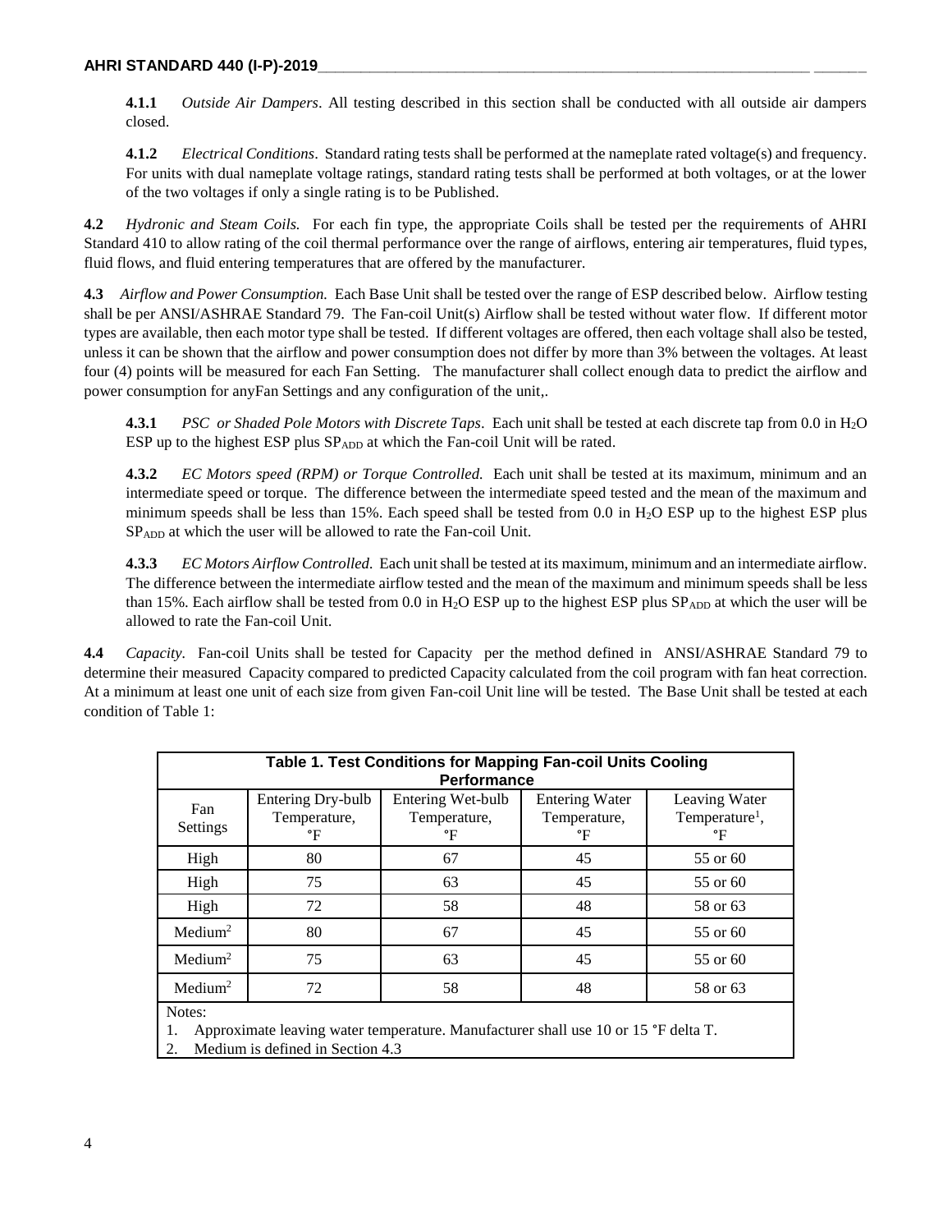**4.1.1** *Outside Air Dampers*. All testing described in this section shall be conducted with all outside air dampers closed.

**4.1.2** *Electrical Conditions*. Standard rating tests shall be performed at the nameplate rated voltage(s) and frequency. For units with dual nameplate voltage ratings, standard rating tests shall be performed at both voltages, or at the lower of the two voltages if only a single rating is to be Published.

**4.2** *Hydronic and Steam Coils.* For each fin type, the appropriate Coils shall be tested per the requirements of AHRI Standard 410 to allow rating of the coil thermal performance over the range of airflows, entering air temperatures, fluid types, fluid flows, and fluid entering temperatures that are offered by the manufacturer.

**4.3** *Airflow and Power Consumption.* Each Base Unit shall be tested over the range of ESP described below. Airflow testing shall be per ANSI/ASHRAE Standard 79. The Fan-coil Unit(s) Airflow shall be tested without water flow. If different motor types are available, then each motor type shall be tested. If different voltages are offered, then each voltage shall also be tested, unless it can be shown that the airflow and power consumption does not differ by more than 3% between the voltages. At least four (4) points will be measured for each Fan Setting. The manufacturer shall collect enough data to predict the airflow and power consumption for anyFan Settings and any configuration of the unit,.

**4.3.1** *PSC or Shaded Pole Motors with Discrete Taps*. Each unit shall be tested at each discrete tap from 0.0 in $H_2O$ ESP up to the highest ESP plus $SP_{ADD}$ at which the Fan-coil Unit will be rated.

**4.3.2** *EC Motors speed (RPM) or Torque Controlled.* Each unit shall be tested at its maximum, minimum and an intermediate speed or torque. The difference between the intermediate speed tested and the mean of the maximum and minimum speeds shall be less than 15%. Each speed shall be tested from 0.0 in $H_2O$ ESP up to the highest ESP plus $SP_{ADD}$ at which the user will be allowed to rate the Fan-coil Unit.

**4.3.3** *EC Motors Airflow Controlled.* Each unit shall be tested at its maximum, minimum and an intermediate airflow. The difference between the intermediate airflow tested and the mean of the maximum and minimum speeds shall be less than 15%. Each airflow shall be tested from 0.0 in $H_2O$ ESP up to the highest ESP plus $SP_{ADD}$ at which the user will be allowed to rate the Fan-coil Unit.

**4.4** *Capacity.* Fan-coil Units shall be tested for Capacity per the method defined in ANSI/ASHRAE Standard 79 to determine their measured Capacity compared to predicted Capacity calculated from the coil program with fan heat correction. At a minimum at least one unit of each size from given Fan-coil Unit line will be tested. The Base Unit shall be tested at each condition of Table 1:

**Table 1. Test Conditions for Mapping Fan-coil Units Cooling Performance**

| Fan Settings | Entering Dry-bulb Temperature, °F | Entering Wet-bulb Temperature, °F | Entering Water Temperature, °F | Leaving Water Temperature[1], °F |
|---|---|---|---|---|
| High | 80 | 67 | 45 | 55 or 60 |
| High | 75 | 63 | 45 | 55 or 60 |
| High | 72 | 58 | 48 | 58 or 63 |
| Medium[2] | 80 | 67 | 45 | 55 or 60 |
| Medium[2] | 75 | 63 | 45 | 55 or 60 |
| Medium[2] | 72 | 58 | 48 | 58 or 63 |

Notes:

1. Approximate leaving water temperature. Manufacturer shall use 10 or 15 °F delta T.
2. Medium is defined in Section 4.3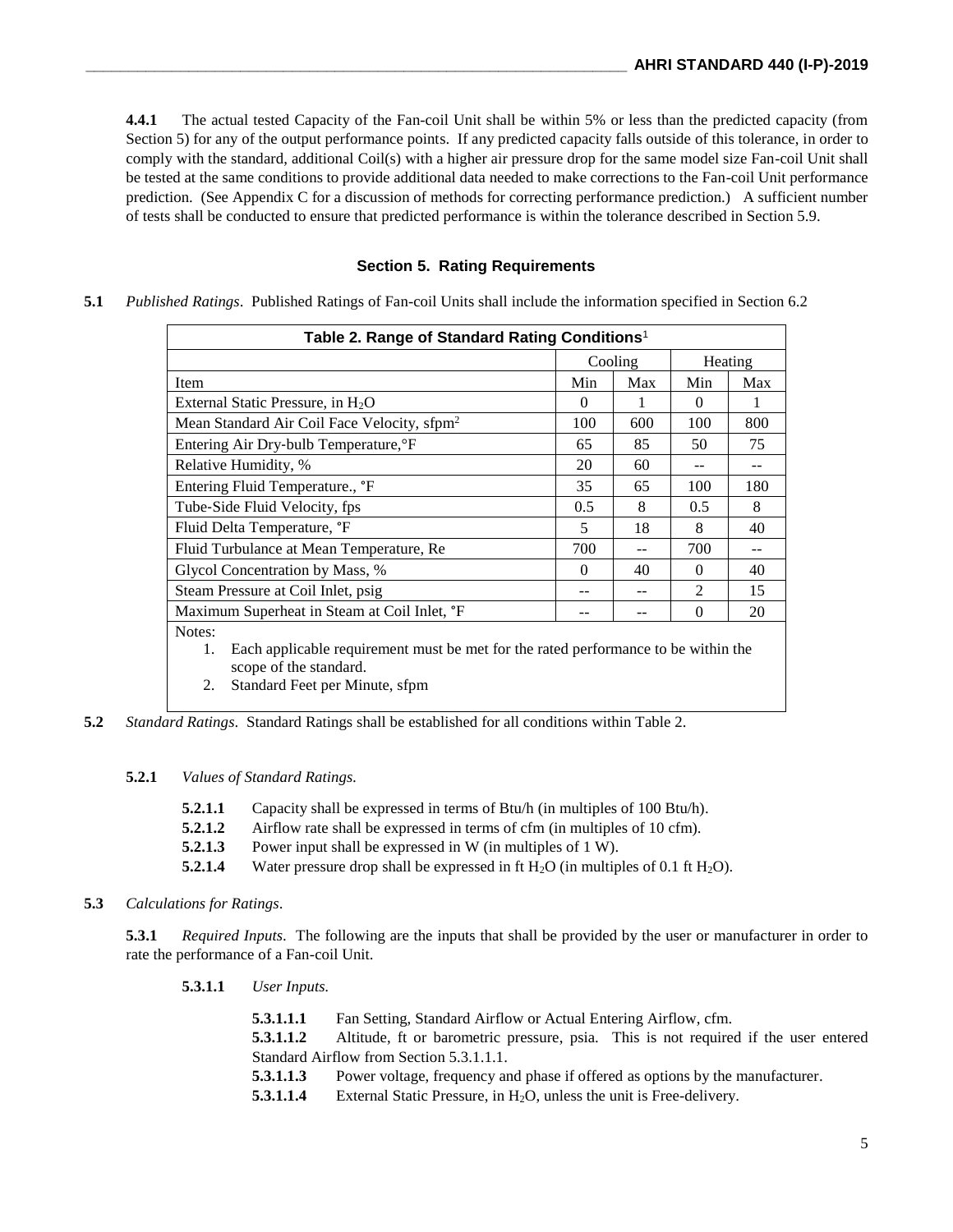**4.4.1** The actual tested Capacity of the Fan-coil Unit shall be within 5% or less than the predicted capacity (from Section 5) for any of the output performance points. If any predicted capacity falls outside of this tolerance, in order to comply with the standard, additional Coil(s) with a higher air pressure drop for the same model size Fan-coil Unit shall be tested at the same conditions to provide additional data needed to make corrections to the Fan-coil Unit performance prediction. (See Appendix C for a discussion of methods for correcting performance prediction.) A sufficient number of tests shall be conducted to ensure that predicted performance is within the tolerance described in Section 5.9.

## Section 5. Rating Requirements

**5.1** *Published Ratings*. Published Ratings of Fan-coil Units shall include the information specified in Section 6.2

**Table 2. Range of Standard Rating Conditions**[1]

| | Cooling | | Heating | |
|---|---|---|---|---|
| Item | Min | Max | Min | Max |
| External Static Pressure, in $H_2O$ | 0 | 1 | 0 | 1 |
| Mean Standard Air Coil Face Velocity, sfpm[2] | 100 | 600 | 100 | 800 |
| Entering Air Dry-bulb Temperature,°F | 65 | 85 | 50 | 75 |
| Relative Humidity, % | 20 | 60 | -- | -- |
| Entering Fluid Temperature., °F | 35 | 65 | 100 | 180 |
| Tube-Side Fluid Velocity, fps | 0.5 | 8 | 0.5 | 8 |
| Fluid Delta Temperature, °F | 5 | 18 | 8 | 40 |
| Fluid Turbulance at Mean Temperature, Re | 700 | -- | 700 | -- |
| Glycol Concentration by Mass, % | 0 | 40 | 0 | 40 |
| Steam Pressure at Coil Inlet, psig | -- | -- | 2 | 15 |
| Maximum Superheat in Steam at Coil Inlet, °F | -- | -- | 0 | 20 |

Notes:

1. Each applicable requirement must be met for the rated performance to be within the scope of the standard.
2. Standard Feet per Minute, sfpm

**5.2** *Standard Ratings*. Standard Ratings shall be established for all conditions within Table 2.

**5.2.1** *Values of Standard Ratings.*

**5.2.1.1** Capacity shall be expressed in terms of Btu/h (in multiples of 100 Btu/h).
**5.2.1.2** Airflow rate shall be expressed in terms of cfm (in multiples of 10 cfm).
**5.2.1.3** Power input shall be expressed in W (in multiples of 1 W).
**5.2.1.4** Water pressure drop shall be expressed in ft $H_2O$ (in multiples of 0.1 ft $H_2O$).

**5.3** *Calculations for Ratings*.

**5.3.1** *Required Inputs*. The following are the inputs that shall be provided by the user or manufacturer in order to rate the performance of a Fan-coil Unit.

**5.3.1.1** *User Inputs.*

**5.3.1.1.1** Fan Setting, Standard Airflow or Actual Entering Airflow, cfm.
**5.3.1.1.2** Altitude, ft or barometric pressure, psia. This is not required if the user entered Standard Airflow from Section 5.3.1.1.1.
**5.3.1.1.3** Power voltage, frequency and phase if offered as options by the manufacturer.
**5.3.1.1.4** External Static Pressure, in $H_2O$, unless the unit is Free-delivery.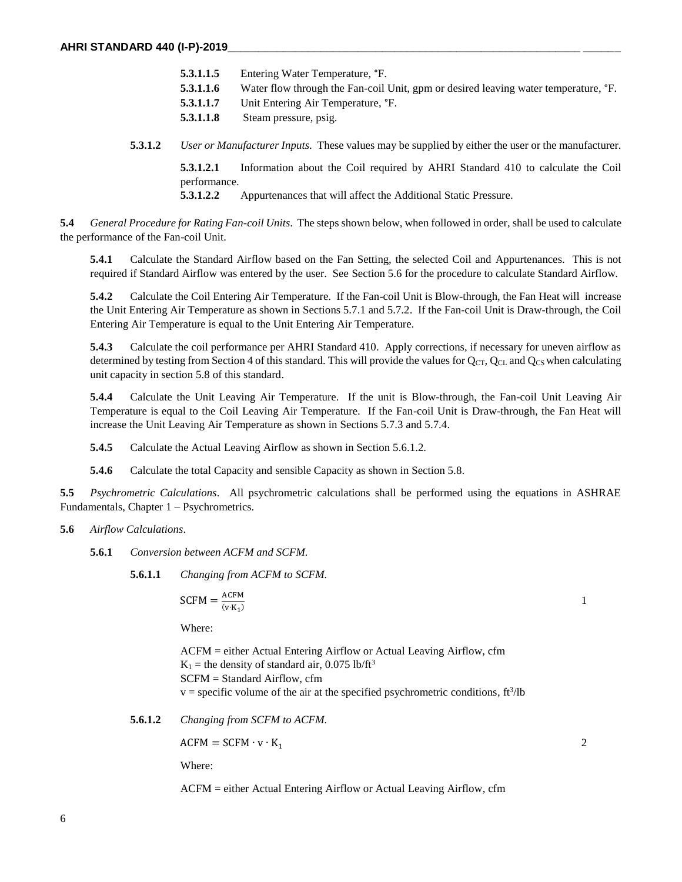**5.3.1.1.5** Entering Water Temperature, °F.

**5.3.1.1.6** Water flow through the Fan-coil Unit, gpm or desired leaving water temperature, °F.

**5.3.1.1.7** Unit Entering Air Temperature, °F.

**5.3.1.1.8** Steam pressure, psig.

**5.3.1.2** *User or Manufacturer Inputs*. These values may be supplied by either the user or the manufacturer.

**5.3.1.2.1** Information about the Coil required by AHRI Standard 410 to calculate the Coil performance.

**5.3.1.2.2** Appurtenances that will affect the Additional Static Pressure.

**5.4** *General Procedure for Rating Fan-coil Units*. The steps shown below, when followed in order, shall be used to calculate the performance of the Fan-coil Unit.

**5.4.1** Calculate the Standard Airflow based on the Fan Setting, the selected Coil and Appurtenances. This is not required if Standard Airflow was entered by the user. See Section 5.6 for the procedure to calculate Standard Airflow.

**5.4.2** Calculate the Coil Entering Air Temperature. If the Fan-coil Unit is Blow-through, the Fan Heat will increase the Unit Entering Air Temperature as shown in Sections 5.7.1 and 5.7.2. If the Fan-coil Unit is Draw-through, the Coil Entering Air Temperature is equal to the Unit Entering Air Temperature.

**5.4.3** Calculate the coil performance per AHRI Standard 410. Apply corrections, if necessary for uneven airflow as determined by testing from Section 4 of this standard. This will provide the values for $Q_{CT}$, $Q_{CL}$ and $Q_{CS}$ when calculating unit capacity in section 5.8 of this standard.

**5.4.4** Calculate the Unit Leaving Air Temperature. If the unit is Blow-through, the Fan-coil Unit Leaving Air Temperature is equal to the Coil Leaving Air Temperature. If the Fan-coil Unit is Draw-through, the Fan Heat will increase the Unit Leaving Air Temperature as shown in Sections 5.7.3 and 5.7.4.

**5.4.5** Calculate the Actual Leaving Airflow as shown in Section 5.6.1.2.

**5.4.6** Calculate the total Capacity and sensible Capacity as shown in Section 5.8.

**5.5** *Psychrometric Calculations*. All psychrometric calculations shall be performed using the equations in ASHRAE Fundamentals, Chapter 1 – Psychrometrics.

**5.6** *Airflow Calculations*.

**5.6.1** *Conversion between ACFM and SCFM.*

**5.6.1.1** *Changing from ACFM to SCFM.*

$$\text{SCFM} = \frac{\text{ACFM}}{(\text{v} \cdot \text{K}_1)} \qquad 1$$

Where:

ACFM = either Actual Entering Airflow or Actual Leaving Airflow, cfm
$K_1$ = the density of standard air, 0.075 lb/ft$^3$
SCFM = Standard Airflow, cfm
v = specific volume of the air at the specified psychrometric conditions, ft$^3$/lb

**5.6.1.2** *Changing from SCFM to ACFM.*

$$\text{ACFM} = \text{SCFM} \cdot \text{v} \cdot \text{K}_1 \qquad 2$$

Where:

ACFM = either Actual Entering Airflow or Actual Leaving Airflow, cfm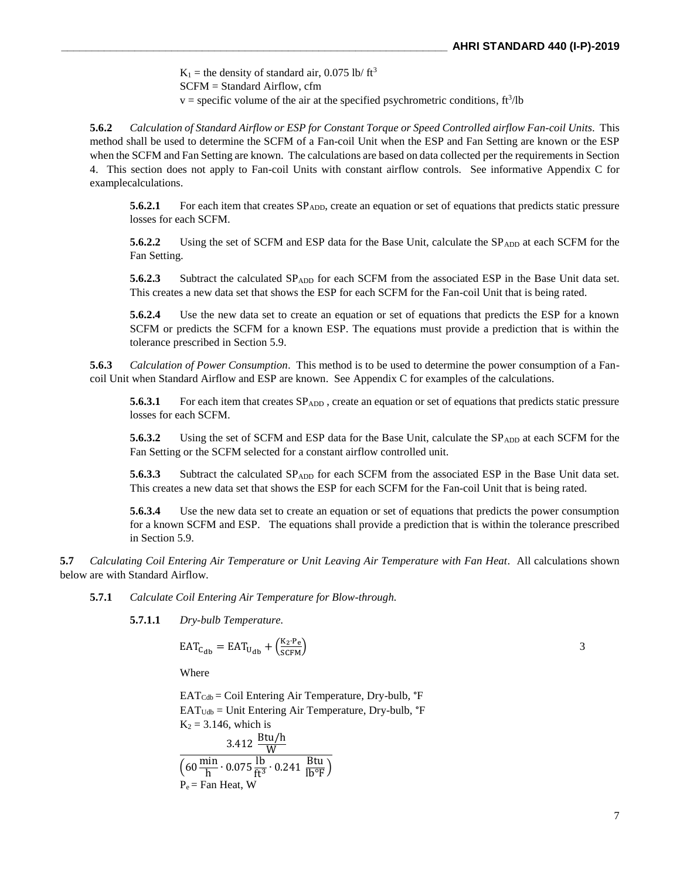$K_1$ = the density of standard air, 0.075 lb/ ft$^3$
SCFM = Standard Airflow, cfm
v = specific volume of the air at the specified psychrometric conditions, ft$^3$/lb

**5.6.2** *Calculation of Standard Airflow or ESP for Constant Torque or Speed Controlled airflow Fan-coil Units*. This method shall be used to determine the SCFM of a Fan-coil Unit when the ESP and Fan Setting are known or the ESP when the SCFM and Fan Setting are known. The calculations are based on data collected per the requirements in Section 4. This section does not apply to Fan-coil Units with constant airflow controls. See informative Appendix C for examplecalculations.

**5.6.2.1** For each item that creates $SP_{ADD}$, create an equation or set of equations that predicts static pressure losses for each SCFM.

**5.6.2.2** Using the set of SCFM and ESP data for the Base Unit, calculate the $SP_{ADD}$ at each SCFM for the Fan Setting.

**5.6.2.3** Subtract the calculated $SP_{ADD}$ for each SCFM from the associated ESP in the Base Unit data set. This creates a new data set that shows the ESP for each SCFM for the Fan-coil Unit that is being rated.

**5.6.2.4** Use the new data set to create an equation or set of equations that predicts the ESP for a known SCFM or predicts the SCFM for a known ESP. The equations must provide a prediction that is within the tolerance prescribed in Section 5.9.

**5.6.3** *Calculation of Power Consumption*. This method is to be used to determine the power consumption of a Fan-coil Unit when Standard Airflow and ESP are known. See Appendix C for examples of the calculations.

**5.6.3.1** For each item that creates $SP_{ADD}$ , create an equation or set of equations that predicts static pressure losses for each SCFM.

**5.6.3.2** Using the set of SCFM and ESP data for the Base Unit, calculate the $SP_{ADD}$ at each SCFM for the Fan Setting or the SCFM selected for a constant airflow controlled unit.

**5.6.3.3** Subtract the calculated $SP_{ADD}$ for each SCFM from the associated ESP in the Base Unit data set. This creates a new data set that shows the ESP for each SCFM for the Fan-coil Unit that is being rated.

**5.6.3.4** Use the new data set to create an equation or set of equations that predicts the power consumption for a known SCFM and ESP. The equations shall provide a prediction that is within the tolerance prescribed in Section 5.9.

**5.7** *Calculating Coil Entering Air Temperature or Unit Leaving Air Temperature with Fan Heat*. All calculations shown below are with Standard Airflow.

**5.7.1** *Calculate Coil Entering Air Temperature for Blow-through.*

**5.7.1.1** *Dry-bulb Temperature.*

$$\mathrm{EAT_{C_{db}}} = \mathrm{EAT_{U_{db}}} + \left(\frac{\mathrm{K_2 \cdot P_e}}{\mathrm{SCFM}}\right) \qquad 3$$

Where

$EAT_{Cdb}$ = Coil Entering Air Temperature, Dry-bulb, °F
$EAT_{Udb}$ = Unit Entering Air Temperature, Dry-bulb, °F
$K_2$ = 3.146, which is

$$\frac{3.412\ \frac{\mathrm{Btu/h}}{\mathrm{W}}}{\left(60\frac{\mathrm{min}}{\mathrm{h}} \cdot 0.075\frac{\mathrm{lb}}{\mathrm{ft^3}} \cdot 0.241\ \frac{\mathrm{Btu}}{\mathrm{lb°F}}\right)}$$

$P_e$ = Fan Heat, W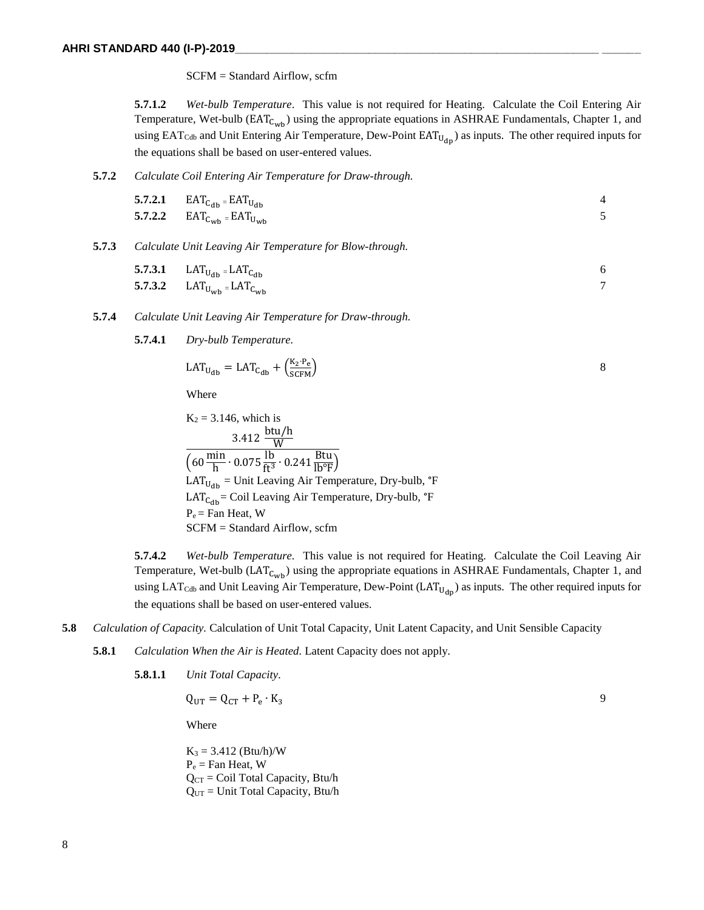SCFM = Standard Airflow, scfm

**5.7.1.2** *Wet-bulb Temperature*. This value is not required for Heating. Calculate the Coil Entering Air Temperature, Wet-bulb ($EAT_{C_{wb}}$) using the appropriate equations in ASHRAE Fundamentals, Chapter 1, and using $EAT_{Cdb}$ and Unit Entering Air Temperature, Dew-Point $EAT_{U_{dp}}$) as inputs. The other required inputs for the equations shall be based on user-entered values.

**5.7.2** *Calculate Coil Entering Air Temperature for Draw-through.*

**5.7.2.1** $EAT_{C_{db}} = EAT_{U_{db}}$ (4)

**5.7.2.2** $EAT_{C_{wb}} = EAT_{U_{wb}}$ (5)

**5.7.3** *Calculate Unit Leaving Air Temperature for Blow-through.*

**5.7.3.1** $LAT_{U_{db}} = LAT_{C_{db}}$ (6)

**5.7.3.2** $LAT_{U_{wb}} = LAT_{C_{wb}}$ (7)

**5.7.4** *Calculate Unit Leaving Air Temperature for Draw-through.*

**5.7.4.1** *Dry-bulb Temperature.*

$$LAT_{U_{db}} = LAT_{C_{db}} + \left(\frac{K_2 \cdot P_e}{SCFM}\right) \quad (8)$$

Where

$K_2$ = 3.146, which is

$$\frac{3.412\ \frac{btu/h}{W}}{\left(60\,\frac{min}{h} \cdot 0.075\,\frac{lb}{ft^3} \cdot 0.241\,\frac{Btu}{lb°F}\right)}$$

$LAT_{U_{db}}$ = Unit Leaving Air Temperature, Dry-bulb, °F
$LAT_{C_{db}}$ = Coil Leaving Air Temperature, Dry-bulb, °F
$P_e$ = Fan Heat, W
SCFM = Standard Airflow, scfm

**5.7.4.2** *Wet-bulb Temperature.* This value is not required for Heating. Calculate the Coil Leaving Air Temperature, Wet-bulb ($LAT_{C_{wb}}$) using the appropriate equations in ASHRAE Fundamentals, Chapter 1, and using $LAT_{Cdb}$ and Unit Leaving Air Temperature, Dew-Point ($LAT_{U_{dp}}$) as inputs. The other required inputs for the equations shall be based on user-entered values.

**5.8** *Calculation of Capacity.* Calculation of Unit Total Capacity, Unit Latent Capacity, and Unit Sensible Capacity

**5.8.1** *Calculation When the Air is Heated.* Latent Capacity does not apply.

**5.8.1.1** *Unit Total Capacity*.

$$Q_{UT} = Q_{CT} + P_e \cdot K_3 \quad (9)$$

Where

$K_3$ = 3.412 (Btu/h)/W
$P_e$ = Fan Heat, W
$Q_{CT}$ = Coil Total Capacity, Btu/h
$Q_{UT}$ = Unit Total Capacity, Btu/h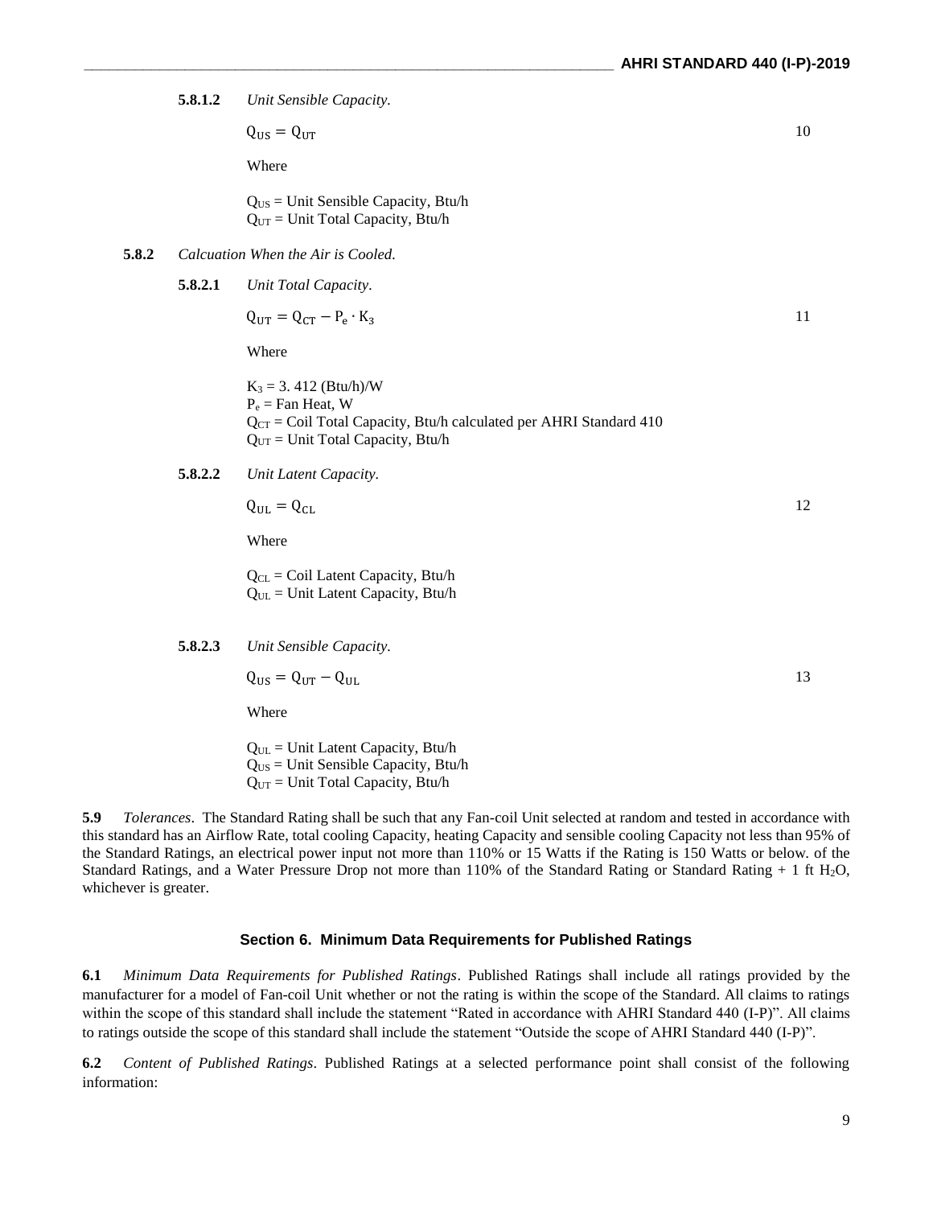**5.8.1.2** *Unit Sensible Capacity.*

$$Q_{US} = Q_{UT} \tag{10}$$

Where

$Q_{US}$ = Unit Sensible Capacity, Btu/h
$Q_{UT}$ = Unit Total Capacity, Btu/h

**5.8.2** *Calcuation When the Air is Cooled.*

**5.8.2.1** *Unit Total Capacity.*

$$Q_{UT} = Q_{CT} - P_e \cdot K_3 \tag{11}$$

Where

$K_3$ = 3. 412 (Btu/h)/W
$P_e$ = Fan Heat, W
$Q_{CT}$ = Coil Total Capacity, Btu/h calculated per AHRI Standard 410
$Q_{UT}$ = Unit Total Capacity, Btu/h

**5.8.2.2** *Unit Latent Capacity.*

$$Q_{UL} = Q_{CL} \tag{12}$$

Where

$Q_{CL}$ = Coil Latent Capacity, Btu/h
$Q_{UL}$ = Unit Latent Capacity, Btu/h

**5.8.2.3** *Unit Sensible Capacity.*

$$Q_{US} = Q_{UT} - Q_{UL} \tag{13}$$

Where

$Q_{UL}$ = Unit Latent Capacity, Btu/h
$Q_{US}$ = Unit Sensible Capacity, Btu/h
$Q_{UT}$ = Unit Total Capacity, Btu/h

**5.9** *Tolerances*. The Standard Rating shall be such that any Fan-coil Unit selected at random and tested in accordance with this standard has an Airflow Rate, total cooling Capacity, heating Capacity and sensible cooling Capacity not less than 95% of the Standard Ratings, an electrical power input not more than 110% or 15 Watts if the Rating is 150 Watts or below. of the Standard Ratings, and a Water Pressure Drop not more than 110% of the Standard Rating or Standard Rating + 1 ft $H_2O$, whichever is greater.

## Section 6. Minimum Data Requirements for Published Ratings

**6.1** *Minimum Data Requirements for Published Ratings*. Published Ratings shall include all ratings provided by the manufacturer for a model of Fan-coil Unit whether or not the rating is within the scope of the Standard. All claims to ratings within the scope of this standard shall include the statement "Rated in accordance with AHRI Standard 440 (I-P)". All claims to ratings outside the scope of this standard shall include the statement "Outside the scope of AHRI Standard 440 (I-P)".

**6.2** *Content of Published Ratings*. Published Ratings at a selected performance point shall consist of the following information: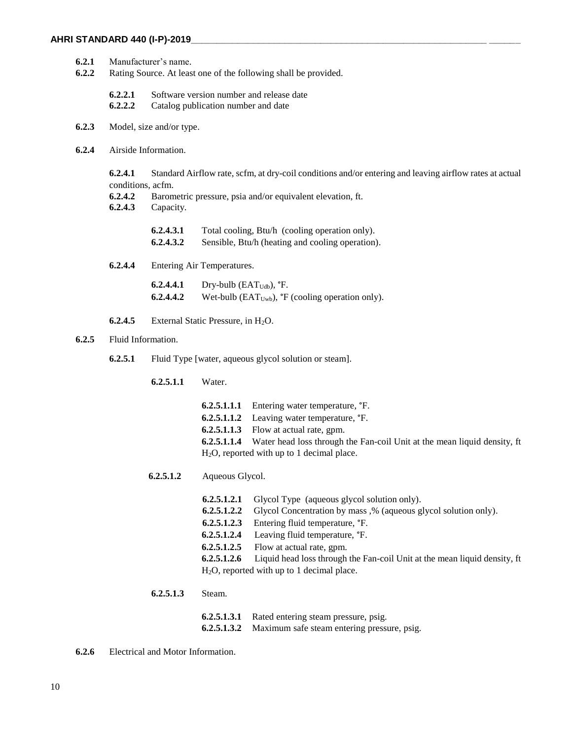**6.2.1** Manufacturer's name.

**6.2.2** Rating Source. At least one of the following shall be provided.

> **6.2.2.1** Software version number and release date
>
> **6.2.2.2** Catalog publication number and date

**6.2.3** Model, size and/or type.

**6.2.4** Airside Information.

> **6.2.4.1** Standard Airflow rate, scfm, at dry-coil conditions and/or entering and leaving airflow rates at actual conditions, acfm.
>
> **6.2.4.2** Barometric pressure, psia and/or equivalent elevation, ft.
>
> **6.2.4.3** Capacity.
>
> > **6.2.4.3.1** Total cooling, Btu/h (cooling operation only).
> >
> > **6.2.4.3.2** Sensible, Btu/h (heating and cooling operation).
>
> **6.2.4.4** Entering Air Temperatures.
>
> > **6.2.4.4.1** Dry-bulb ($EAT_{Udb}$), °F.
> >
> > **6.2.4.4.2** Wet-bulb ($EAT_{Uwb}$), °F (cooling operation only).
>
> **6.2.4.5** External Static Pressure, in $H_2O$.

**6.2.5** Fluid Information.

> **6.2.5.1** Fluid Type [water, aqueous glycol solution or steam].
>
> > **6.2.5.1.1** Water.
> >
> > > **6.2.5.1.1.1** Entering water temperature, °F.
> > >
> > > **6.2.5.1.1.2** Leaving water temperature, °F.
> > >
> > > **6.2.5.1.1.3** Flow at actual rate, gpm.
> > >
> > > **6.2.5.1.1.4** Water head loss through the Fan-coil Unit at the mean liquid density, ft $H_2O$, reported with up to 1 decimal place.
> >
> > **6.2.5.1.2** Aqueous Glycol.
> >
> > > **6.2.5.1.2.1** Glycol Type (aqueous glycol solution only).
> > >
> > > **6.2.5.1.2.2** Glycol Concentration by mass ,% (aqueous glycol solution only).
> > >
> > > **6.2.5.1.2.3** Entering fluid temperature, °F.
> > >
> > > **6.2.5.1.2.4** Leaving fluid temperature, °F.
> > >
> > > **6.2.5.1.2.5** Flow at actual rate, gpm.
> > >
> > > **6.2.5.1.2.6** Liquid head loss through the Fan-coil Unit at the mean liquid density, ft $H_2O$, reported with up to 1 decimal place.
> >
> > **6.2.5.1.3** Steam.
> >
> > > **6.2.5.1.3.1** Rated entering steam pressure, psig.
> > >
> > > **6.2.5.1.3.2** Maximum safe steam entering pressure, psig.

**6.2.6** Electrical and Motor Information.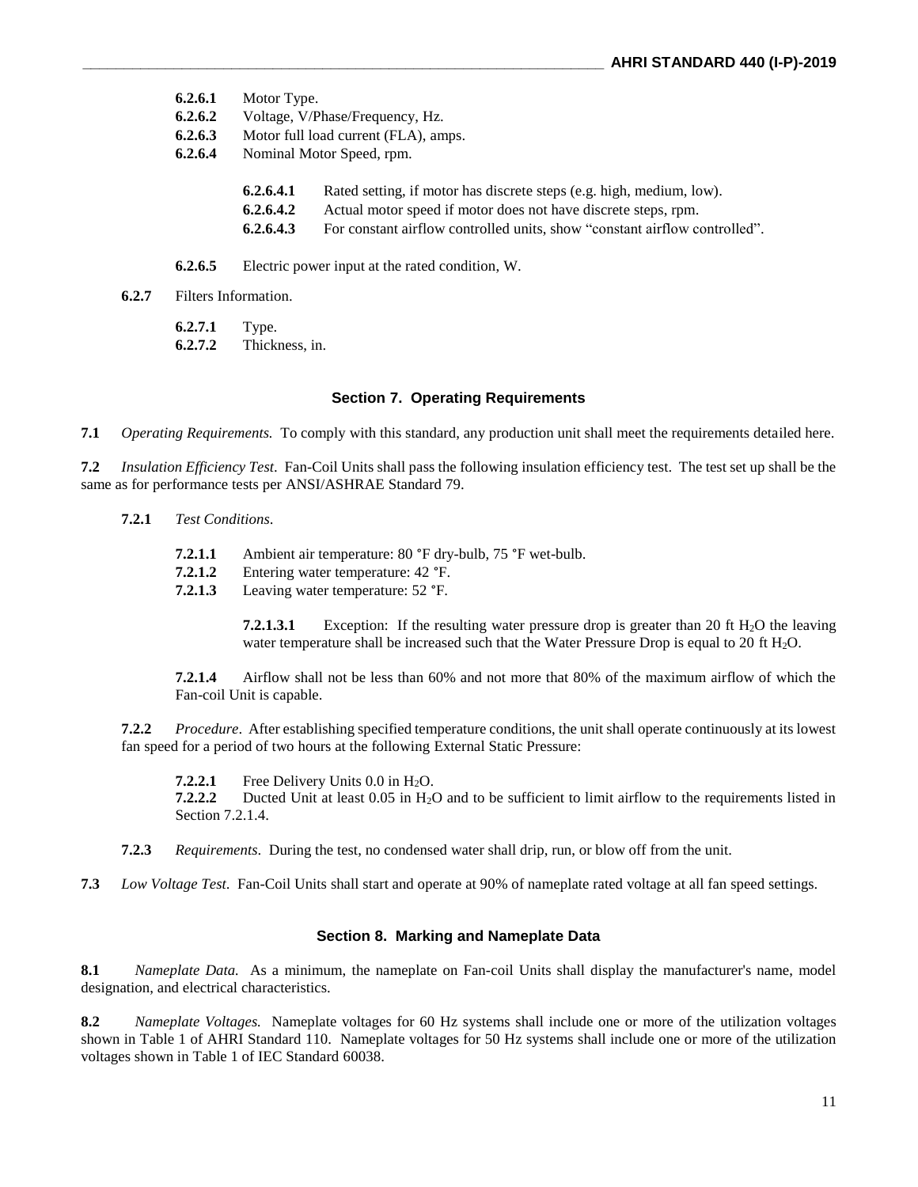**6.2.6.1** Motor Type.
**6.2.6.2** Voltage, V/Phase/Frequency, Hz.
**6.2.6.3** Motor full load current (FLA), amps.
**6.2.6.4** Nominal Motor Speed, rpm.

**6.2.6.4.1** Rated setting, if motor has discrete steps (e.g. high, medium, low).
**6.2.6.4.2** Actual motor speed if motor does not have discrete steps, rpm.
**6.2.6.4.3** For constant airflow controlled units, show "constant airflow controlled".

**6.2.6.5** Electric power input at the rated condition, W.

**6.2.7** Filters Information.

**6.2.7.1** Type.
**6.2.7.2** Thickness, in.

## Section 7. Operating Requirements

**7.1** *Operating Requirements.* To comply with this standard, any production unit shall meet the requirements detailed here.

**7.2** *Insulation Efficiency Test.* Fan-Coil Units shall pass the following insulation efficiency test. The test set up shall be the same as for performance tests per ANSI/ASHRAE Standard 79.

**7.2.1** *Test Conditions.*

**7.2.1.1** Ambient air temperature: 80 °F dry-bulb, 75 °F wet-bulb.
**7.2.1.2** Entering water temperature: 42 °F.
**7.2.1.3** Leaving water temperature: 52 °F.

**7.2.1.3.1** Exception: If the resulting water pressure drop is greater than 20 ft $H_2O$ the leaving water temperature shall be increased such that the Water Pressure Drop is equal to 20 ft $H_2O$.

**7.2.1.4** Airflow shall not be less than 60% and not more that 80% of the maximum airflow of which the Fan-coil Unit is capable.

**7.2.2** *Procedure*. After establishing specified temperature conditions, the unit shall operate continuously at its lowest fan speed for a period of two hours at the following External Static Pressure:

**7.2.2.1** Free Delivery Units 0.0 in $H_2O$.
**7.2.2.2** Ducted Unit at least 0.05 in $H_2O$ and to be sufficient to limit airflow to the requirements listed in Section 7.2.1.4.

**7.2.3** *Requirements*. During the test, no condensed water shall drip, run, or blow off from the unit.

**7.3** *Low Voltage Test*. Fan-Coil Units shall start and operate at 90% of nameplate rated voltage at all fan speed settings.

## Section 8. Marking and Nameplate Data

**8.1** *Nameplate Data.* As a minimum, the nameplate on Fan-coil Units shall display the manufacturer's name, model designation, and electrical characteristics.

**8.2** *Nameplate Voltages.* Nameplate voltages for 60 Hz systems shall include one or more of the utilization voltages shown in Table 1 of AHRI Standard 110. Nameplate voltages for 50 Hz systems shall include one or more of the utilization voltages shown in Table 1 of IEC Standard 60038.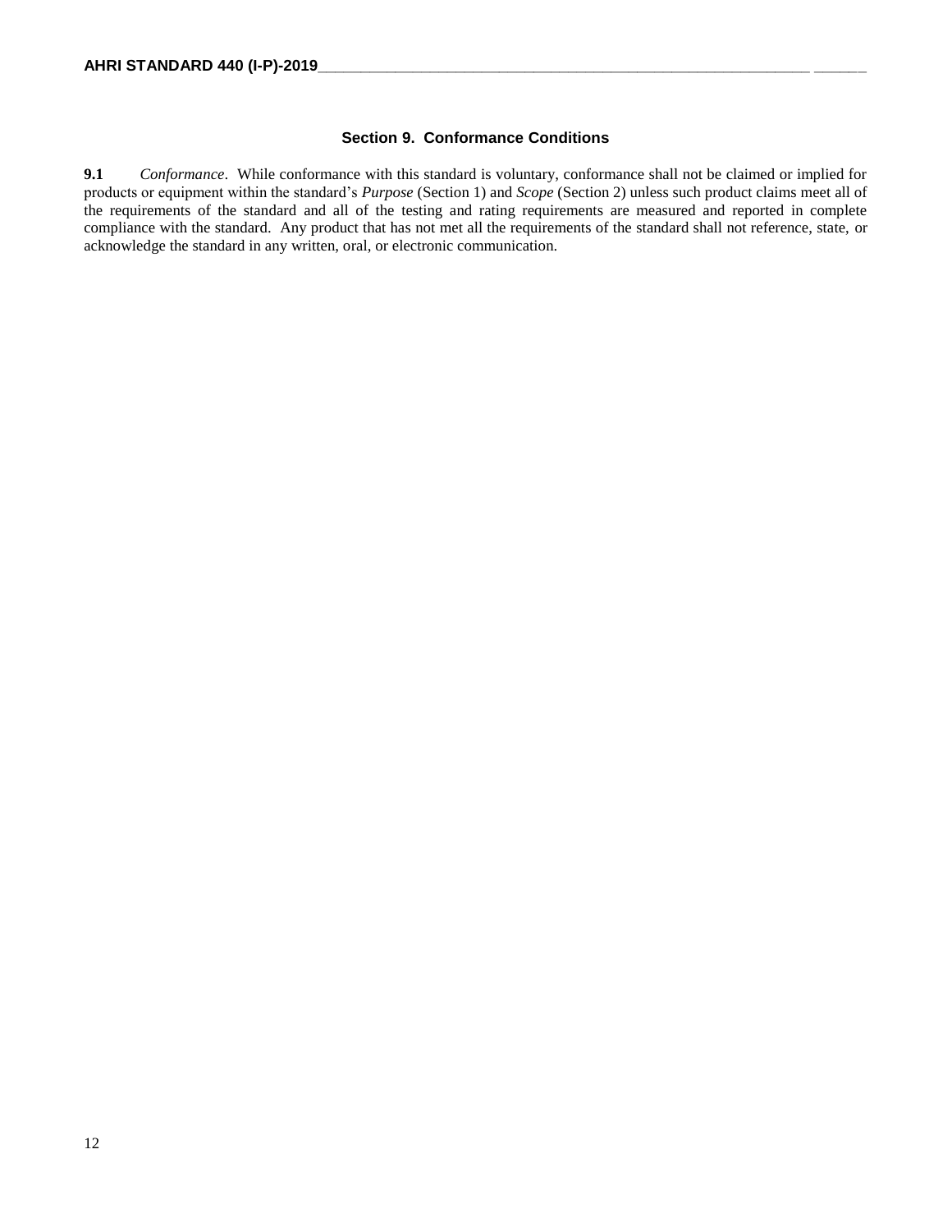## Section 9. Conformance Conditions

**9.1** *Conformance*. While conformance with this standard is voluntary, conformance shall not be claimed or implied for products or equipment within the standard's *Purpose* (Section 1) and *Scope* (Section 2) unless such product claims meet all of the requirements of the standard and all of the testing and rating requirements are measured and reported in complete compliance with the standard. Any product that has not met all the requirements of the standard shall not reference, state, or acknowledge the standard in any written, oral, or electronic communication.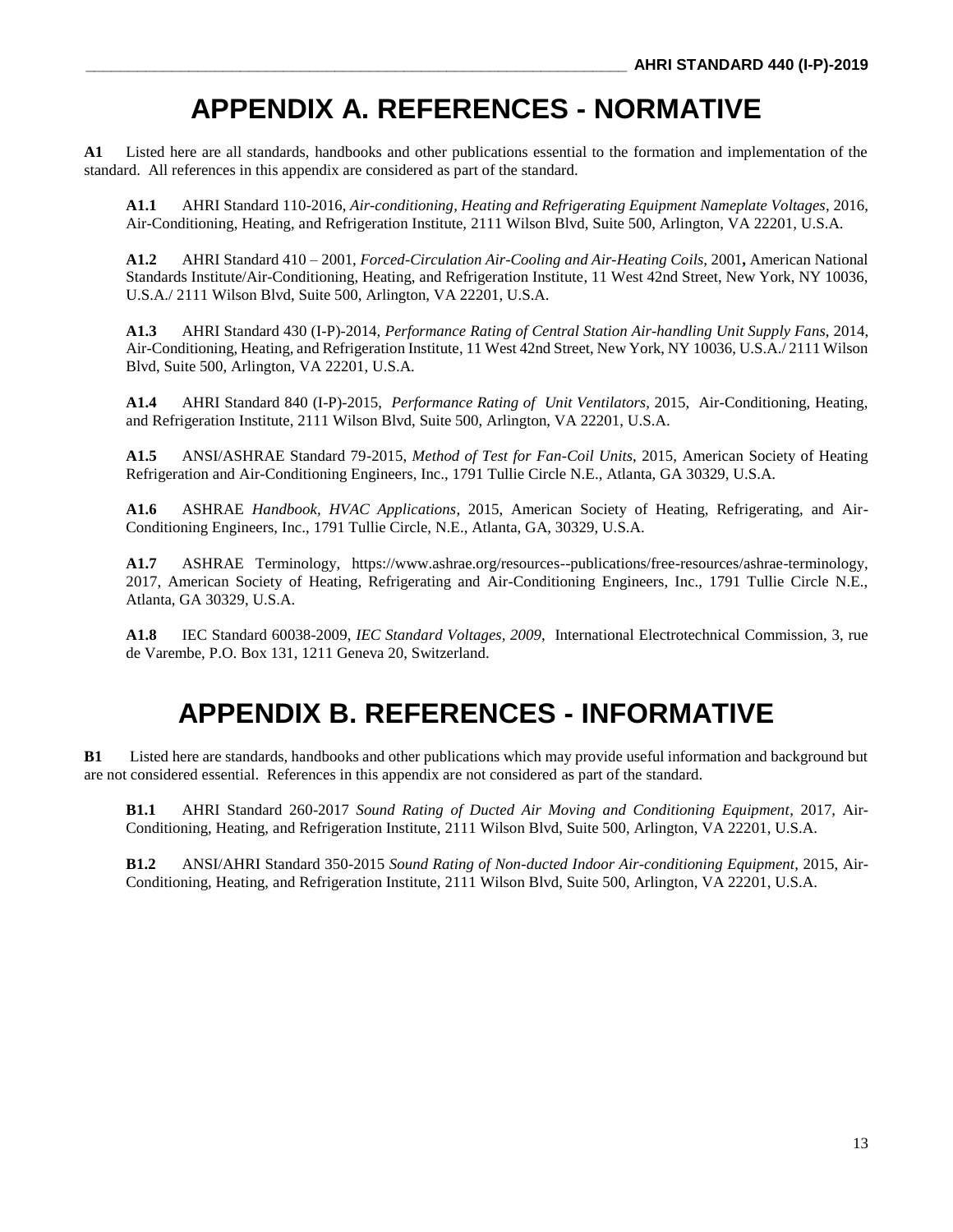# APPENDIX A. REFERENCES - NORMATIVE

**A1** Listed here are all standards, handbooks and other publications essential to the formation and implementation of the standard. All references in this appendix are considered as part of the standard.

**A1.1** AHRI Standard 110-2016, *Air-conditioning, Heating and Refrigerating Equipment Nameplate Voltages*, 2016, Air-Conditioning, Heating, and Refrigeration Institute, 2111 Wilson Blvd, Suite 500, Arlington, VA 22201, U.S.A.

**A1.2** AHRI Standard 410 – 2001, *Forced-Circulation Air-Cooling and Air-Heating Coils,* 2001**,** American National Standards Institute/Air-Conditioning, Heating, and Refrigeration Institute, 11 West 42nd Street, New York, NY 10036, U.S.A./ 2111 Wilson Blvd, Suite 500, Arlington, VA 22201, U.S.A.

**A1.3** AHRI Standard 430 (I-P)-2014, *Performance Rating of Central Station Air-handling Unit Supply Fans*, 2014, Air-Conditioning, Heating, and Refrigeration Institute, 11 West 42nd Street, New York, NY 10036, U.S.A./ 2111 Wilson Blvd, Suite 500, Arlington, VA 22201, U.S.A.

**A1.4** AHRI Standard 840 (I-P)-2015, *Performance Rating of Unit Ventilators*, 2015, Air-Conditioning, Heating, and Refrigeration Institute, 2111 Wilson Blvd, Suite 500, Arlington, VA 22201, U.S.A.

**A1.5** ANSI/ASHRAE Standard 79-2015, *Method of Test for Fan-Coil Units*, 2015, American Society of Heating Refrigeration and Air-Conditioning Engineers, Inc., 1791 Tullie Circle N.E., Atlanta, GA 30329, U.S.A.

**A1.6** ASHRAE *Handbook, HVAC Applications*, 2015, American Society of Heating, Refrigerating, and Air-Conditioning Engineers, Inc., 1791 Tullie Circle, N.E., Atlanta, GA, 30329, U.S.A.

**A1.7** ASHRAE Terminology, https://www.ashrae.org/resources--publications/free-resources/ashrae-terminology, 2017, American Society of Heating, Refrigerating and Air-Conditioning Engineers, Inc., 1791 Tullie Circle N.E., Atlanta, GA 30329, U.S.A.

**A1.8** IEC Standard 60038-2009, *IEC Standard Voltages, 2009*, International Electrotechnical Commission, 3, rue de Varembe, P.O. Box 131, 1211 Geneva 20, Switzerland.

# APPENDIX B. REFERENCES - INFORMATIVE

**B1** Listed here are standards, handbooks and other publications which may provide useful information and background but are not considered essential. References in this appendix are not considered as part of the standard.

**B1.1** AHRI Standard 260-2017 *Sound Rating of Ducted Air Moving and Conditioning Equipment*, 2017, Air-Conditioning, Heating, and Refrigeration Institute, 2111 Wilson Blvd, Suite 500, Arlington, VA 22201, U.S.A.

**B1.2** ANSI/AHRI Standard 350-2015 *Sound Rating of Non-ducted Indoor Air-conditioning Equipment*, 2015, Air-Conditioning, Heating, and Refrigeration Institute, 2111 Wilson Blvd, Suite 500, Arlington, VA 22201, U.S.A.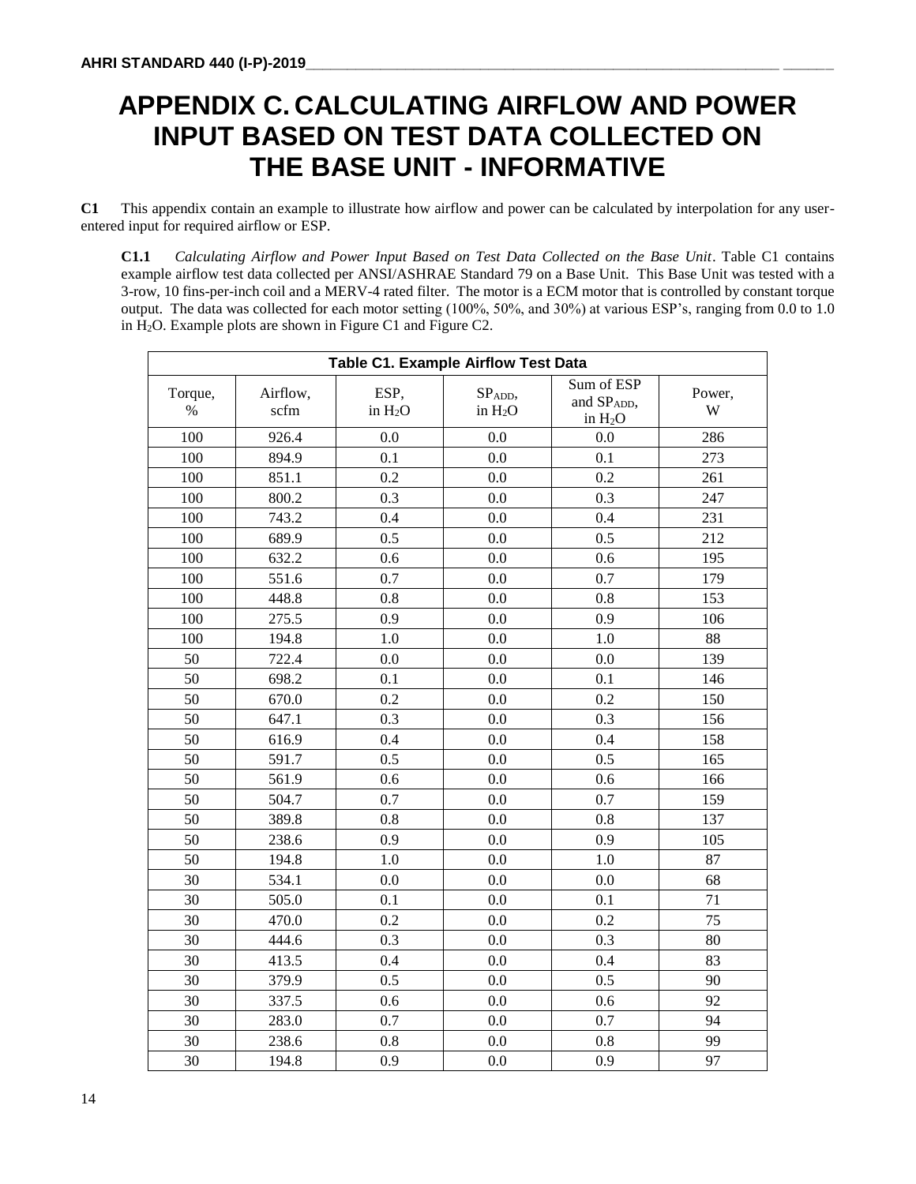# APPENDIX C. CALCULATING AIRFLOW AND POWER INPUT BASED ON TEST DATA COLLECTED ON THE BASE UNIT - INFORMATIVE

**C1** This appendix contain an example to illustrate how airflow and power can be calculated by interpolation for any user-entered input for required airflow or ESP.

**C1.1** *Calculating Airflow and Power Input Based on Test Data Collected on the Base Unit*. Table C1 contains example airflow test data collected per ANSI/ASHRAE Standard 79 on a Base Unit. This Base Unit was tested with a 3-row, 10 fins-per-inch coil and a MERV-4 rated filter. The motor is a ECM motor that is controlled by constant torque output. The data was collected for each motor setting (100%, 50%, and 30%) at various ESP's, ranging from 0.0 to 1.0 in $H_2O$. Example plots are shown in Figure C1 and Figure C2.

**Table C1. Example Airflow Test Data**

| Torque, % | Airflow, scfm | ESP, in $H_2O$ | $SP_{ADD}$, in $H_2O$ | Sum of ESP and $SP_{ADD}$, in $H_2O$ | Power, W |
|---|---|---|---|---|---|
| 100 | 926.4 | 0.0 | 0.0 | 0.0 | 286 |
| 100 | 894.9 | 0.1 | 0.0 | 0.1 | 273 |
| 100 | 851.1 | 0.2 | 0.0 | 0.2 | 261 |
| 100 | 800.2 | 0.3 | 0.0 | 0.3 | 247 |
| 100 | 743.2 | 0.4 | 0.0 | 0.4 | 231 |
| 100 | 689.9 | 0.5 | 0.0 | 0.5 | 212 |
| 100 | 632.2 | 0.6 | 0.0 | 0.6 | 195 |
| 100 | 551.6 | 0.7 | 0.0 | 0.7 | 179 |
| 100 | 448.8 | 0.8 | 0.0 | 0.8 | 153 |
| 100 | 275.5 | 0.9 | 0.0 | 0.9 | 106 |
| 100 | 194.8 | 1.0 | 0.0 | 1.0 | 88 |
| 50 | 722.4 | 0.0 | 0.0 | 0.0 | 139 |
| 50 | 698.2 | 0.1 | 0.0 | 0.1 | 146 |
| 50 | 670.0 | 0.2 | 0.0 | 0.2 | 150 |
| 50 | 647.1 | 0.3 | 0.0 | 0.3 | 156 |
| 50 | 616.9 | 0.4 | 0.0 | 0.4 | 158 |
| 50 | 591.7 | 0.5 | 0.0 | 0.5 | 165 |
| 50 | 561.9 | 0.6 | 0.0 | 0.6 | 166 |
| 50 | 504.7 | 0.7 | 0.0 | 0.7 | 159 |
| 50 | 389.8 | 0.8 | 0.0 | 0.8 | 137 |
| 50 | 238.6 | 0.9 | 0.0 | 0.9 | 105 |
| 50 | 194.8 | 1.0 | 0.0 | 1.0 | 87 |
| 30 | 534.1 | 0.0 | 0.0 | 0.0 | 68 |
| 30 | 505.0 | 0.1 | 0.0 | 0.1 | 71 |
| 30 | 470.0 | 0.2 | 0.0 | 0.2 | 75 |
| 30 | 444.6 | 0.3 | 0.0 | 0.3 | 80 |
| 30 | 413.5 | 0.4 | 0.0 | 0.4 | 83 |
| 30 | 379.9 | 0.5 | 0.0 | 0.5 | 90 |
| 30 | 337.5 | 0.6 | 0.0 | 0.6 | 92 |
| 30 | 283.0 | 0.7 | 0.0 | 0.7 | 94 |
| 30 | 238.6 | 0.8 | 0.0 | 0.8 | 99 |
| 30 | 194.8 | 0.9 | 0.0 | 0.9 | 97 |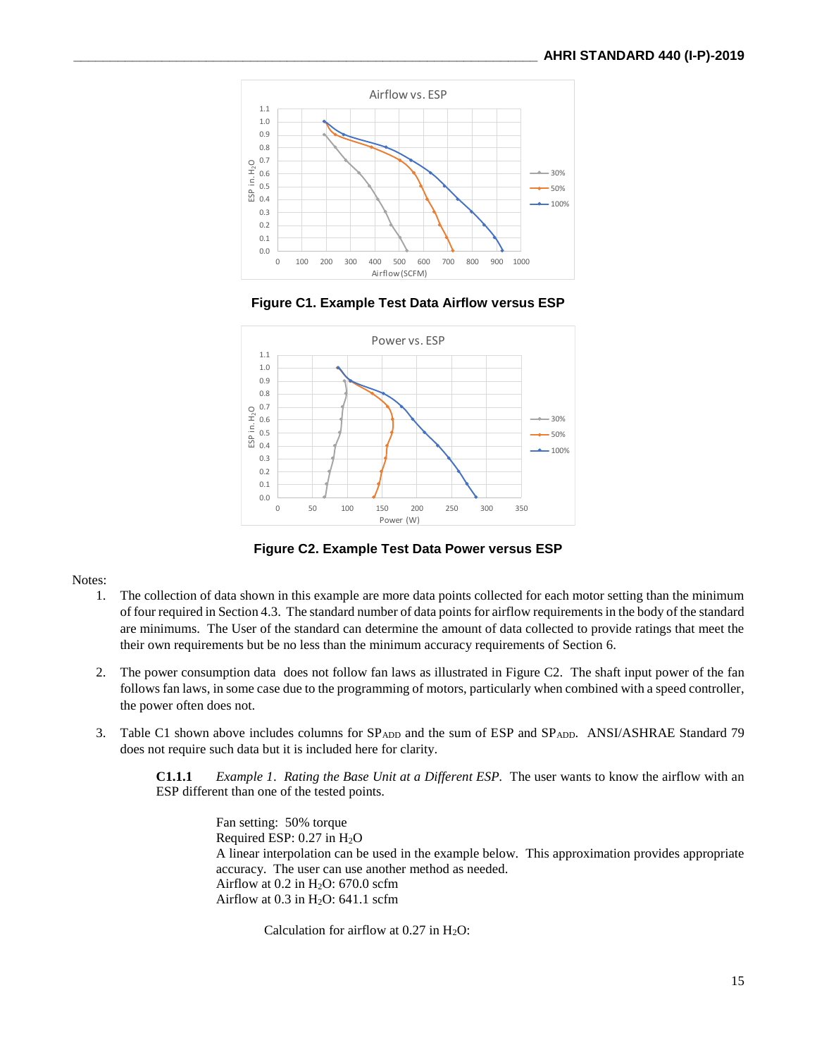**Figure C1. Example Test Data Airflow versus ESP**

**Figure C2. Example Test Data Power versus ESP**

Notes:

1. The collection of data shown in this example are more data points collected for each motor setting than the minimum of four required in Section 4.3. The standard number of data points for airflow requirements in the body of the standard are minimums. The User of the standard can determine the amount of data collected to provide ratings that meet the their own requirements but be no less than the minimum accuracy requirements of Section 6.

2. The power consumption data does not follow fan laws as illustrated in Figure C2. The shaft input power of the fan follows fan laws, in some case due to the programming of motors, particularly when combined with a speed controller, the power often does not.

3. Table C1 shown above includes columns for $SP_{ADD}$ and the sum of ESP and $SP_{ADD}$. ANSI/ASHRAE Standard 79 does not require such data but it is included here for clarity.

**C1.1.1** *Example 1. Rating the Base Unit at a Different ESP.* The user wants to know the airflow with an ESP different than one of the tested points.

Fan setting: 50% torque
Required ESP: 0.27 in $H_2O$
A linear interpolation can be used in the example below. This approximation provides appropriate accuracy. The user can use another method as needed.
Airflow at 0.2 in $H_2O$: 670.0 scfm
Airflow at 0.3 in $H_2O$: 641.1 scfm

Calculation for airflow at 0.27 in $H_2O$: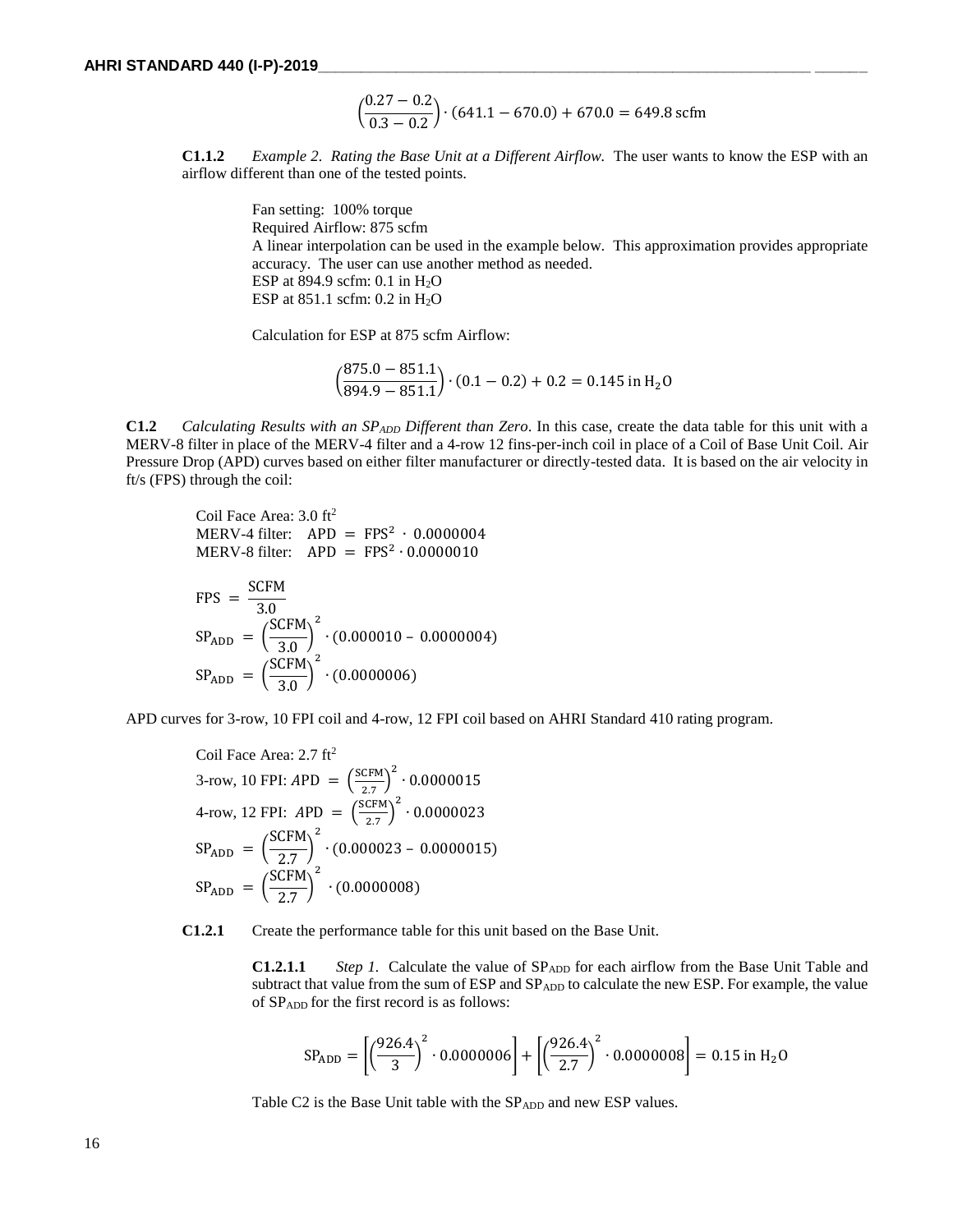$$\left(\frac{0.27 - 0.2}{0.3 - 0.2}\right) \cdot (641.1 - 670.0) + 670.0 = 649.8 \text{ scfm}$$

**C1.1.2** *Example 2. Rating the Base Unit at a Different Airflow.* The user wants to know the ESP with an airflow different than one of the tested points.

Fan setting: 100% torque
Required Airflow: 875 scfm
A linear interpolation can be used in the example below. This approximation provides appropriate accuracy. The user can use another method as needed.
ESP at 894.9 scfm: 0.1 in $H_2O$
ESP at 851.1 scfm: 0.2 in $H_2O$

Calculation for ESP at 875 scfm Airflow:

$$\left(\frac{875.0 - 851.1}{894.9 - 851.1}\right) \cdot (0.1 - 0.2) + 0.2 = 0.145 \text{ in } H_2O$$

**C1.2** *Calculating Results with an $SP_{ADD}$ Different than Zero*. In this case, create the data table for this unit with a MERV-8 filter in place of the MERV-4 filter and a 4-row 12 fins-per-inch coil in place of a Coil of Base Unit Coil. Air Pressure Drop (APD) curves based on either filter manufacturer or directly-tested data. It is based on the air velocity in ft/s (FPS) through the coil:

Coil Face Area: 3.0 ft$^2$
MERV-4 filter: $\text{APD} = \text{FPS}^2 \cdot 0.0000004$
MERV-8 filter: $\text{APD} = \text{FPS}^2 \cdot 0.0000010$

$$\text{FPS} = \frac{\text{SCFM}}{3.0}$$

$$SP_{ADD} = \left(\frac{\text{SCFM}}{3.0}\right)^2 \cdot (0.000010 - 0.0000004)$$

$$SP_{ADD} = \left(\frac{\text{SCFM}}{3.0}\right)^2 \cdot (0.0000006)$$

APD curves for 3-row, 10 FPI coil and 4-row, 12 FPI coil based on AHRI Standard 410 rating program.

Coil Face Area: 2.7 ft$^2$
3-row, 10 FPI: $\text{APD} = \left(\frac{\text{SCFM}}{2.7}\right)^2 \cdot 0.0000015$
4-row, 12 FPI: $\text{APD} = \left(\frac{\text{SCFM}}{2.7}\right)^2 \cdot 0.0000023$

$$SP_{ADD} = \left(\frac{\text{SCFM}}{2.7}\right)^2 \cdot (0.000023 - 0.0000015)$$

$$SP_{ADD} = \left(\frac{\text{SCFM}}{2.7}\right)^2 \cdot (0.0000008)$$

**C1.2.1** Create the performance table for this unit based on the Base Unit.

**C1.2.1.1** *Step 1.* Calculate the value of $SP_{ADD}$ for each airflow from the Base Unit Table and subtract that value from the sum of ESP and $SP_{ADD}$ to calculate the new ESP. For example, the value of $SP_{ADD}$ for the first record is as follows:

$$SP_{ADD} = \left[\left(\frac{926.4}{3}\right)^2 \cdot 0.0000006\right] + \left[\left(\frac{926.4}{2.7}\right)^2 \cdot 0.0000008\right] = 0.15 \text{ in } H_2O$$

Table C2 is the Base Unit table with the $SP_{ADD}$ and new ESP values.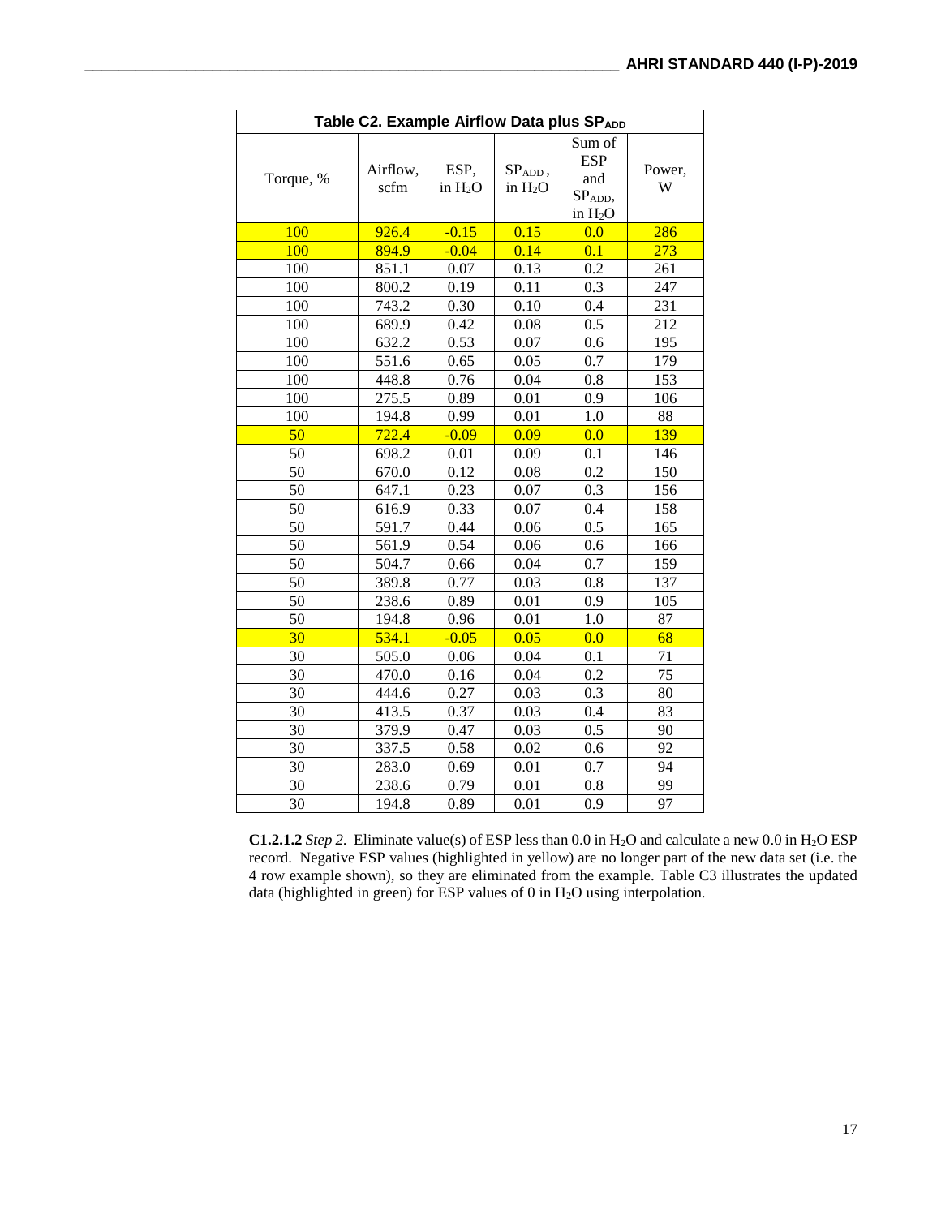| Table C2. Example Airflow Data plus $SP_{ADD}$ | | | | | |
|---|---|---|---|---|---|
| Torque, % | Airflow, scfm | ESP, in $H_2O$ | $SP_{ADD}$, in $H_2O$ | Sum of ESP and $SP_{ADD}$, in $H_2O$ | Power, W |
| 100 | 926.4 | -0.15 | 0.15 | 0.0 | 286 |
| 100 | 894.9 | -0.04 | 0.14 | 0.1 | 273 |
| 100 | 851.1 | 0.07 | 0.13 | 0.2 | 261 |
| 100 | 800.2 | 0.19 | 0.11 | 0.3 | 247 |
| 100 | 743.2 | 0.30 | 0.10 | 0.4 | 231 |
| 100 | 689.9 | 0.42 | 0.08 | 0.5 | 212 |
| 100 | 632.2 | 0.53 | 0.07 | 0.6 | 195 |
| 100 | 551.6 | 0.65 | 0.05 | 0.7 | 179 |
| 100 | 448.8 | 0.76 | 0.04 | 0.8 | 153 |
| 100 | 275.5 | 0.89 | 0.01 | 0.9 | 106 |
| 100 | 194.8 | 0.99 | 0.01 | 1.0 | 88 |
| 50 | 722.4 | -0.09 | 0.09 | 0.0 | 139 |
| 50 | 698.2 | 0.01 | 0.09 | 0.1 | 146 |
| 50 | 670.0 | 0.12 | 0.08 | 0.2 | 150 |
| 50 | 647.1 | 0.23 | 0.07 | 0.3 | 156 |
| 50 | 616.9 | 0.33 | 0.07 | 0.4 | 158 |
| 50 | 591.7 | 0.44 | 0.06 | 0.5 | 165 |
| 50 | 561.9 | 0.54 | 0.06 | 0.6 | 166 |
| 50 | 504.7 | 0.66 | 0.04 | 0.7 | 159 |
| 50 | 389.8 | 0.77 | 0.03 | 0.8 | 137 |
| 50 | 238.6 | 0.89 | 0.01 | 0.9 | 105 |
| 50 | 194.8 | 0.96 | 0.01 | 1.0 | 87 |
| 30 | 534.1 | -0.05 | 0.05 | 0.0 | 68 |
| 30 | 505.0 | 0.06 | 0.04 | 0.1 | 71 |
| 30 | 470.0 | 0.16 | 0.04 | 0.2 | 75 |
| 30 | 444.6 | 0.27 | 0.03 | 0.3 | 80 |
| 30 | 413.5 | 0.37 | 0.03 | 0.4 | 83 |
| 30 | 379.9 | 0.47 | 0.03 | 0.5 | 90 |
| 30 | 337.5 | 0.58 | 0.02 | 0.6 | 92 |
| 30 | 283.0 | 0.69 | 0.01 | 0.7 | 94 |
| 30 | 238.6 | 0.79 | 0.01 | 0.8 | 99 |
| 30 | 194.8 | 0.89 | 0.01 | 0.9 | 97 |

**C1.2.1.2** *Step 2*. Eliminate value(s) of ESP less than 0.0 in $H_2O$ and calculate a new 0.0 in $H_2O$ ESP record. Negative ESP values (highlighted in yellow) are no longer part of the new data set (i.e. the 4 row example shown), so they are eliminated from the example. Table C3 illustrates the updated data (highlighted in green) for ESP values of 0 in $H_2O$ using interpolation.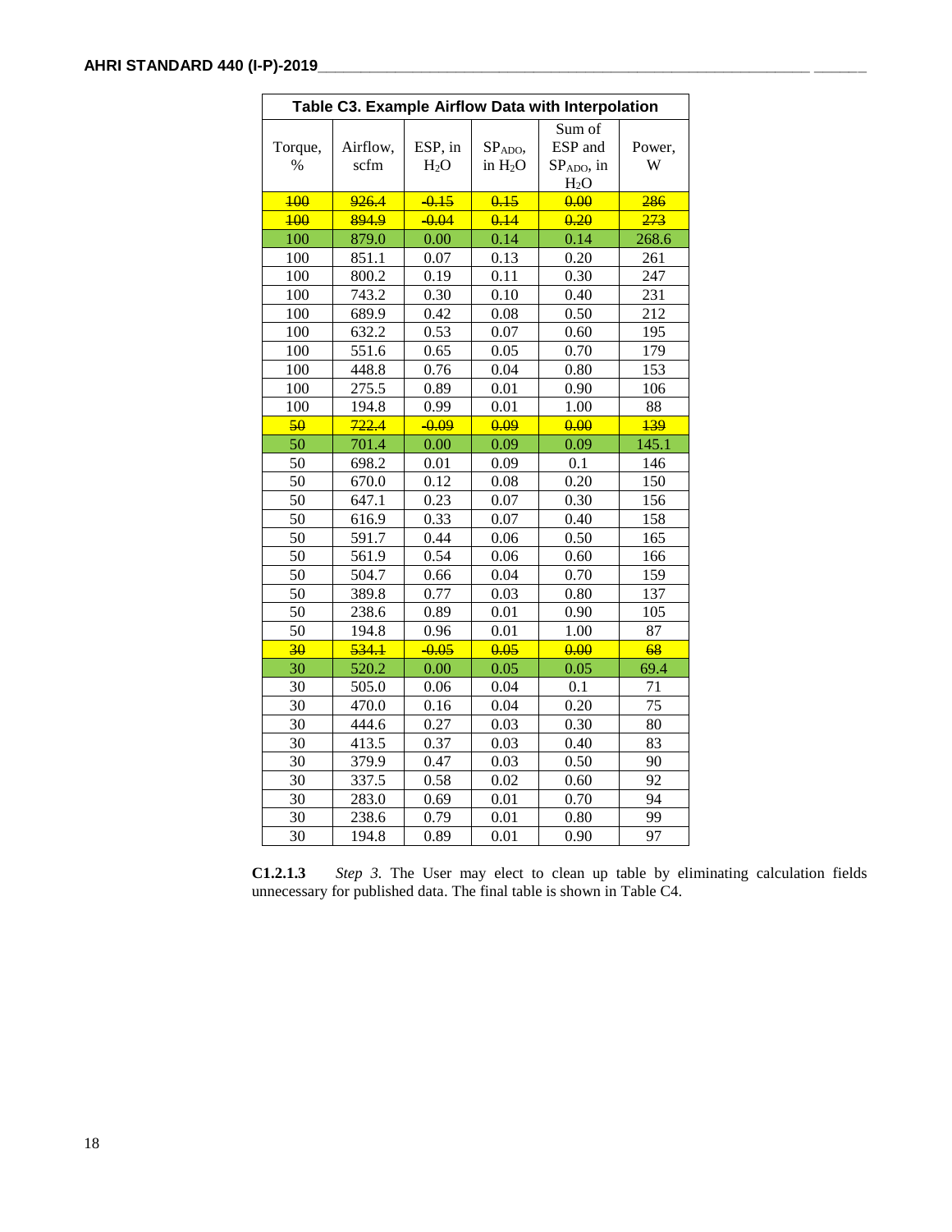**Table C3. Example Airflow Data with Interpolation**

| Torque, % | Airflow, scfm | ESP, in $H_2O$ | $SP_{ADO}$, in $H_2O$ | Sum of ESP and $SP_{ADO}$, in $H_2O$ | Power, W |
|---|---|---|---|---|---|
| ~~100~~ | ~~926.4~~ | ~~-0.15~~ | ~~0.15~~ | ~~0.00~~ | ~~286~~ |
| ~~100~~ | ~~894.9~~ | ~~-0.04~~ | ~~0.14~~ | ~~0.20~~ | ~~273~~ |
| 100 | 879.0 | 0.00 | 0.14 | 0.14 | 268.6 |
| 100 | 851.1 | 0.07 | 0.13 | 0.20 | 261 |
| 100 | 800.2 | 0.19 | 0.11 | 0.30 | 247 |
| 100 | 743.2 | 0.30 | 0.10 | 0.40 | 231 |
| 100 | 689.9 | 0.42 | 0.08 | 0.50 | 212 |
| 100 | 632.2 | 0.53 | 0.07 | 0.60 | 195 |
| 100 | 551.6 | 0.65 | 0.05 | 0.70 | 179 |
| 100 | 448.8 | 0.76 | 0.04 | 0.80 | 153 |
| 100 | 275.5 | 0.89 | 0.01 | 0.90 | 106 |
| 100 | 194.8 | 0.99 | 0.01 | 1.00 | 88 |
| ~~50~~ | ~~722.4~~ | ~~-0.09~~ | ~~0.09~~ | ~~0.00~~ | ~~139~~ |
| 50 | 701.4 | 0.00 | 0.09 | 0.09 | 145.1 |
| 50 | 698.2 | 0.01 | 0.09 | 0.1 | 146 |
| 50 | 670.0 | 0.12 | 0.08 | 0.20 | 150 |
| 50 | 647.1 | 0.23 | 0.07 | 0.30 | 156 |
| 50 | 616.9 | 0.33 | 0.07 | 0.40 | 158 |
| 50 | 591.7 | 0.44 | 0.06 | 0.50 | 165 |
| 50 | 561.9 | 0.54 | 0.06 | 0.60 | 166 |
| 50 | 504.7 | 0.66 | 0.04 | 0.70 | 159 |
| 50 | 389.8 | 0.77 | 0.03 | 0.80 | 137 |
| 50 | 238.6 | 0.89 | 0.01 | 0.90 | 105 |
| 50 | 194.8 | 0.96 | 0.01 | 1.00 | 87 |
| ~~30~~ | ~~534.1~~ | ~~-0.05~~ | ~~0.05~~ | ~~0.00~~ | ~~68~~ |
| 30 | 520.2 | 0.00 | 0.05 | 0.05 | 69.4 |
| 30 | 505.0 | 0.06 | 0.04 | 0.1 | 71 |
| 30 | 470.0 | 0.16 | 0.04 | 0.20 | 75 |
| 30 | 444.6 | 0.27 | 0.03 | 0.30 | 80 |
| 30 | 413.5 | 0.37 | 0.03 | 0.40 | 83 |
| 30 | 379.9 | 0.47 | 0.03 | 0.50 | 90 |
| 30 | 337.5 | 0.58 | 0.02 | 0.60 | 92 |
| 30 | 283.0 | 0.69 | 0.01 | 0.70 | 94 |
| 30 | 238.6 | 0.79 | 0.01 | 0.80 | 99 |
| 30 | 194.8 | 0.89 | 0.01 | 0.90 | 97 |

**C1.2.1.3** *Step 3.* The User may elect to clean up table by eliminating calculation fields unnecessary for published data. The final table is shown in Table C4.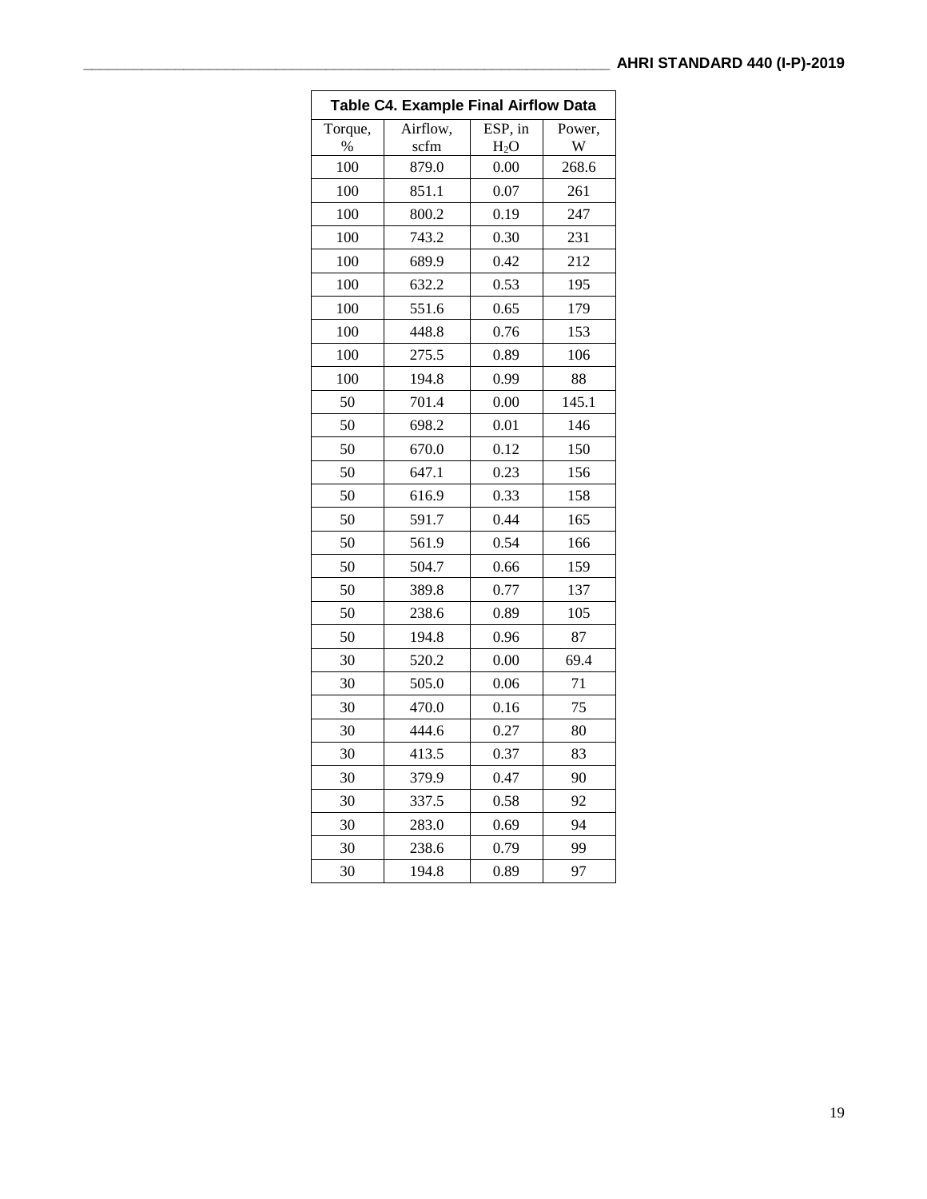**Table C4. Example Final Airflow Data**

| Torque, % | Airflow, scfm | ESP, in $H_2O$ | Power, W |
|---|---|---|---|
| 100 | 879.0 | 0.00 | 268.6 |
| 100 | 851.1 | 0.07 | 261 |
| 100 | 800.2 | 0.19 | 247 |
| 100 | 743.2 | 0.30 | 231 |
| 100 | 689.9 | 0.42 | 212 |
| 100 | 632.2 | 0.53 | 195 |
| 100 | 551.6 | 0.65 | 179 |
| 100 | 448.8 | 0.76 | 153 |
| 100 | 275.5 | 0.89 | 106 |
| 100 | 194.8 | 0.99 | 88 |
| 50 | 701.4 | 0.00 | 145.1 |
| 50 | 698.2 | 0.01 | 146 |
| 50 | 670.0 | 0.12 | 150 |
| 50 | 647.1 | 0.23 | 156 |
| 50 | 616.9 | 0.33 | 158 |
| 50 | 591.7 | 0.44 | 165 |
| 50 | 561.9 | 0.54 | 166 |
| 50 | 504.7 | 0.66 | 159 |
| 50 | 389.8 | 0.77 | 137 |
| 50 | 238.6 | 0.89 | 105 |
| 50 | 194.8 | 0.96 | 87 |
| 30 | 520.2 | 0.00 | 69.4 |
| 30 | 505.0 | 0.06 | 71 |
| 30 | 470.0 | 0.16 | 75 |
| 30 | 444.6 | 0.27 | 80 |
| 30 | 413.5 | 0.37 | 83 |
| 30 | 379.9 | 0.47 | 90 |
| 30 | 337.5 | 0.58 | 92 |
| 30 | 283.0 | 0.69 | 94 |
| 30 | 238.6 | 0.79 | 99 |
| 30 | 194.8 | 0.89 | 97 |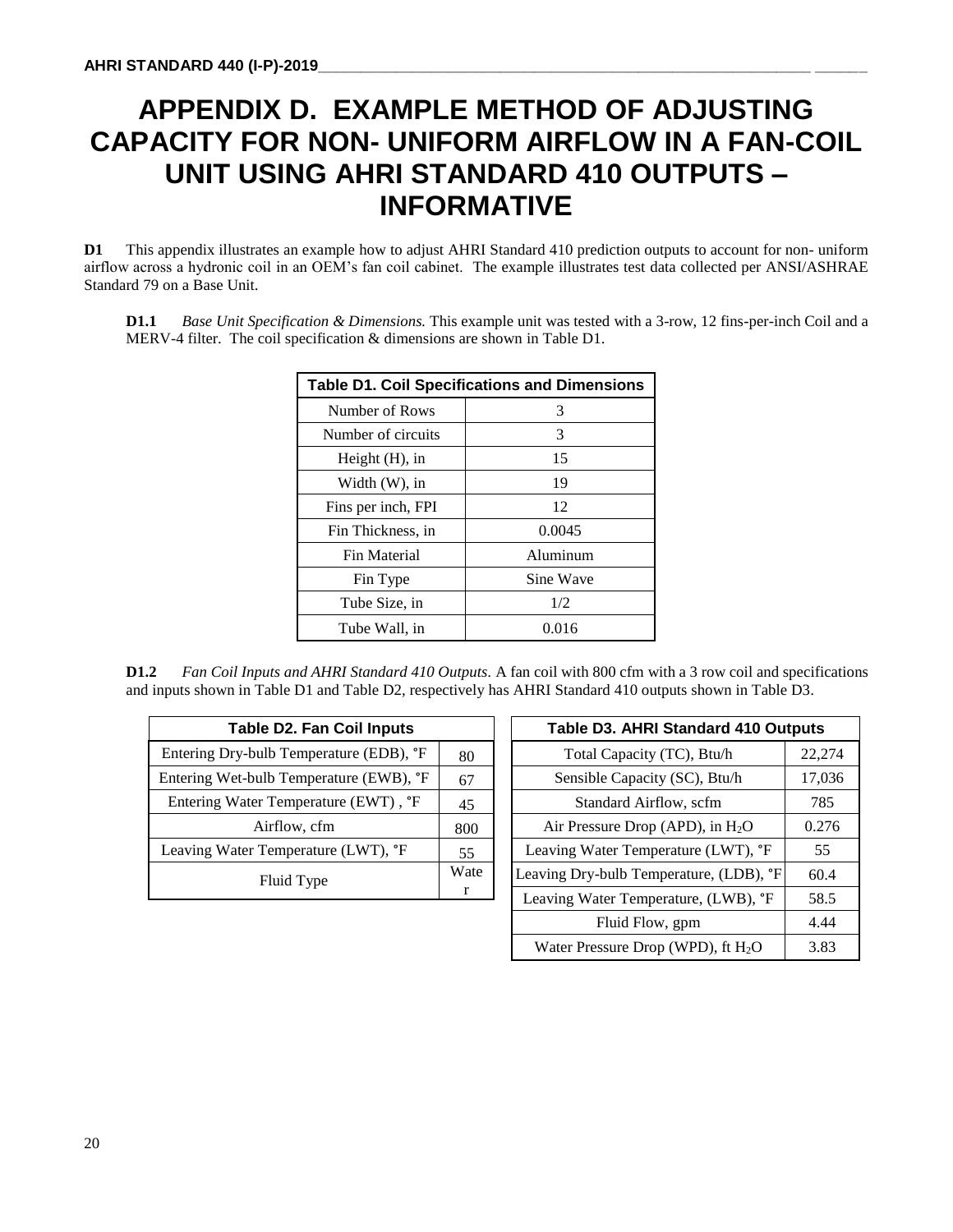# APPENDIX D. EXAMPLE METHOD OF ADJUSTING CAPACITY FOR NON- UNIFORM AIRFLOW IN A FAN-COIL UNIT USING AHRI STANDARD 410 OUTPUTS – INFORMATIVE

**D1** This appendix illustrates an example how to adjust AHRI Standard 410 prediction outputs to account for non- uniform airflow across a hydronic coil in an OEM's fan coil cabinet. The example illustrates test data collected per ANSI/ASHRAE Standard 79 on a Base Unit.

**D1.1** *Base Unit Specification & Dimensions.* This example unit was tested with a 3-row, 12 fins-per-inch Coil and a MERV-4 filter. The coil specification & dimensions are shown in Table D1.

| Table D1. Coil Specifications and Dimensions | |
|---|---|
| Number of Rows | 3 |
| Number of circuits | 3 |
| Height (H), in | 15 |
| Width (W), in | 19 |
| Fins per inch, FPI | 12 |
| Fin Thickness, in | 0.0045 |
| Fin Material | Aluminum |
| Fin Type | Sine Wave |
| Tube Size, in | 1/2 |
| Tube Wall, in | 0.016 |

**D1.2** *Fan Coil Inputs and AHRI Standard 410 Outputs*. A fan coil with 800 cfm with a 3 row coil and specifications and inputs shown in Table D1 and Table D2, respectively has AHRI Standard 410 outputs shown in Table D3.

| Table D2. Fan Coil Inputs | |
|---|---|
| Entering Dry-bulb Temperature (EDB), °F | 80 |
| Entering Wet-bulb Temperature (EWB), °F | 67 |
| Entering Water Temperature (EWT) , °F | 45 |
| Airflow, cfm | 800 |
| Leaving Water Temperature (LWT), °F | 55 |
| Fluid Type | Water |

| Table D3. AHRI Standard 410 Outputs | |
|---|---|
| Total Capacity (TC), Btu/h | 22,274 |
| Sensible Capacity (SC), Btu/h | 17,036 |
| Standard Airflow, scfm | 785 |
| Air Pressure Drop (APD), in $H_2O$ | 0.276 |
| Leaving Water Temperature (LWT), °F | 55 |
| Leaving Dry-bulb Temperature, (LDB), °F | 60.4 |
| Leaving Water Temperature, (LWB), °F | 58.5 |
| Fluid Flow, gpm | 4.44 |
| Water Pressure Drop (WPD), ft $H_2O$ | 3.83 |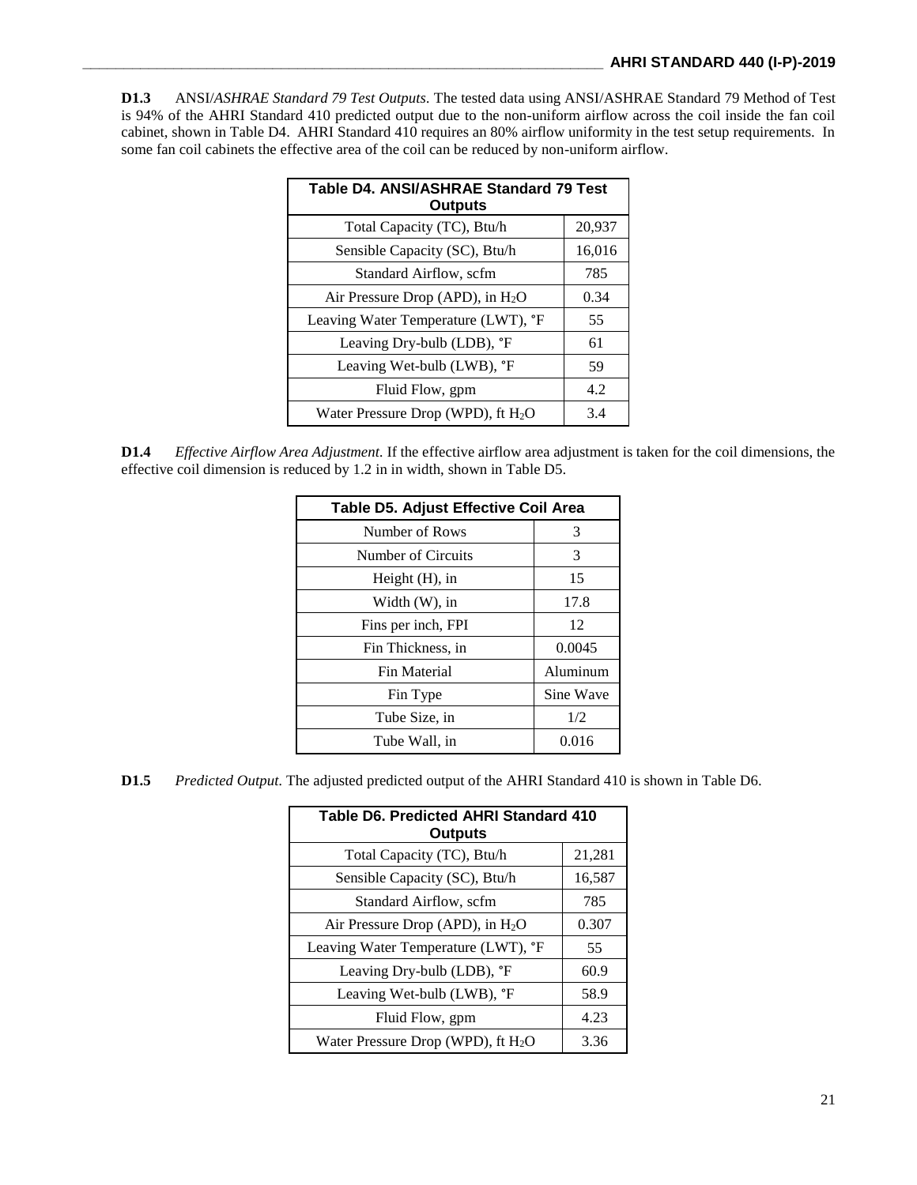**D1.3** ANSI/*ASHRAE Standard 79 Test Outputs*. The tested data using ANSI/ASHRAE Standard 79 Method of Test is 94% of the AHRI Standard 410 predicted output due to the non-uniform airflow across the coil inside the fan coil cabinet, shown in Table D4. AHRI Standard 410 requires an 80% airflow uniformity in the test setup requirements. In some fan coil cabinets the effective area of the coil can be reduced by non-uniform airflow.

| Table D4. ANSI/ASHRAE Standard 79 Test Outputs | |
|---|---|
| Total Capacity (TC), Btu/h | 20,937 |
| Sensible Capacity (SC), Btu/h | 16,016 |
| Standard Airflow, scfm | 785 |
| Air Pressure Drop (APD), in $H_2O$ | 0.34 |
| Leaving Water Temperature (LWT), °F | 55 |
| Leaving Dry-bulb (LDB), °F | 61 |
| Leaving Wet-bulb (LWB), °F | 59 |
| Fluid Flow, gpm | 4.2 |
| Water Pressure Drop (WPD), ft $H_2O$ | 3.4 |

**D1.4** *Effective Airflow Area Adjustment*. If the effective airflow area adjustment is taken for the coil dimensions, the effective coil dimension is reduced by 1.2 in in width, shown in Table D5.

| Table D5. Adjust Effective Coil Area | |
|---|---|
| Number of Rows | 3 |
| Number of Circuits | 3 |
| Height (H), in | 15 |
| Width (W), in | 17.8 |
| Fins per inch, FPI | 12 |
| Fin Thickness, in | 0.0045 |
| Fin Material | Aluminum |
| Fin Type | Sine Wave |
| Tube Size, in | 1/2 |
| Tube Wall, in | 0.016 |

**D1.5** *Predicted Output*. The adjusted predicted output of the AHRI Standard 410 is shown in Table D6.

| Table D6. Predicted AHRI Standard 410 Outputs | |
|---|---|
| Total Capacity (TC), Btu/h | 21,281 |
| Sensible Capacity (SC), Btu/h | 16,587 |
| Standard Airflow, scfm | 785 |
| Air Pressure Drop (APD), in $H_2O$ | 0.307 |
| Leaving Water Temperature (LWT), °F | 55 |
| Leaving Dry-bulb (LDB), °F | 60.9 |
| Leaving Wet-bulb (LWB), °F | 58.9 |
| Fluid Flow, gpm | 4.23 |
| Water Pressure Drop (WPD), ft $H_2O$ | 3.36 |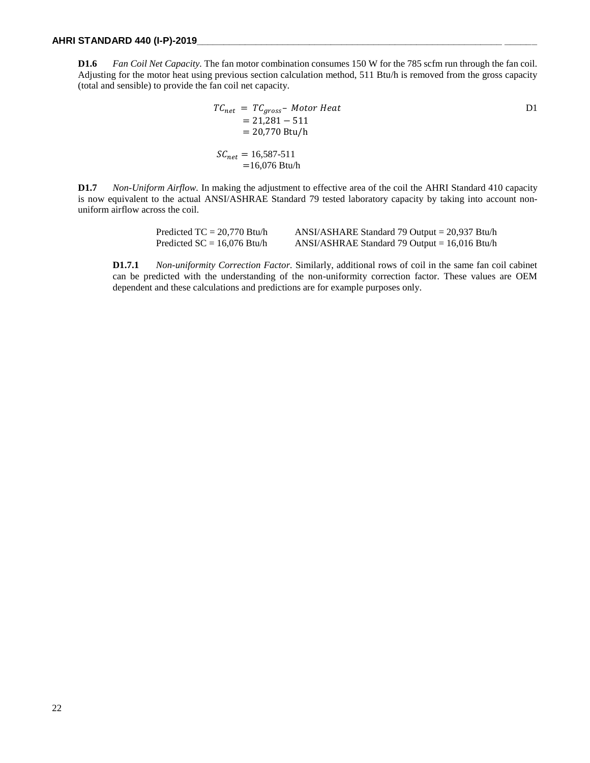**D1.6** *Fan Coil Net Capacity.* The fan motor combination consumes 150 W for the 785 scfm run through the fan coil. Adjusting for the motor heat using previous section calculation method, 511 Btu/h is removed from the gross capacity (total and sensible) to provide the fan coil net capacity.

$$
\begin{aligned}
TC_{net} &= TC_{gross} - Motor\ Heat \\
&= 21{,}281 - 511 \\
&= 20{,}770 \text{ Btu/h}
\end{aligned}
\qquad \text{D1}
$$

$$
\begin{aligned}
SC_{net} &= 16{,}587 - 511 \\
&= 16{,}076 \text{ Btu/h}
\end{aligned}
$$

**D1.7** *Non-Uniform Airflow.* In making the adjustment to effective area of the coil the AHRI Standard 410 capacity is now equivalent to the actual ANSI/ASHRAE Standard 79 tested laboratory capacity by taking into account non-uniform airflow across the coil.

| | |
|---|---|
| Predicted TC = 20,770 Btu/h | ANSI/ASHARE Standard 79 Output = 20,937 Btu/h |
| Predicted SC = 16,076 Btu/h | ANSI/ASHRAE Standard 79 Output = 16,016 Btu/h |

**D1.7.1** *Non-uniformity Correction Factor.* Similarly, additional rows of coil in the same fan coil cabinet can be predicted with the understanding of the non-uniformity correction factor. These values are OEM dependent and these calculations and predictions are for example purposes only.